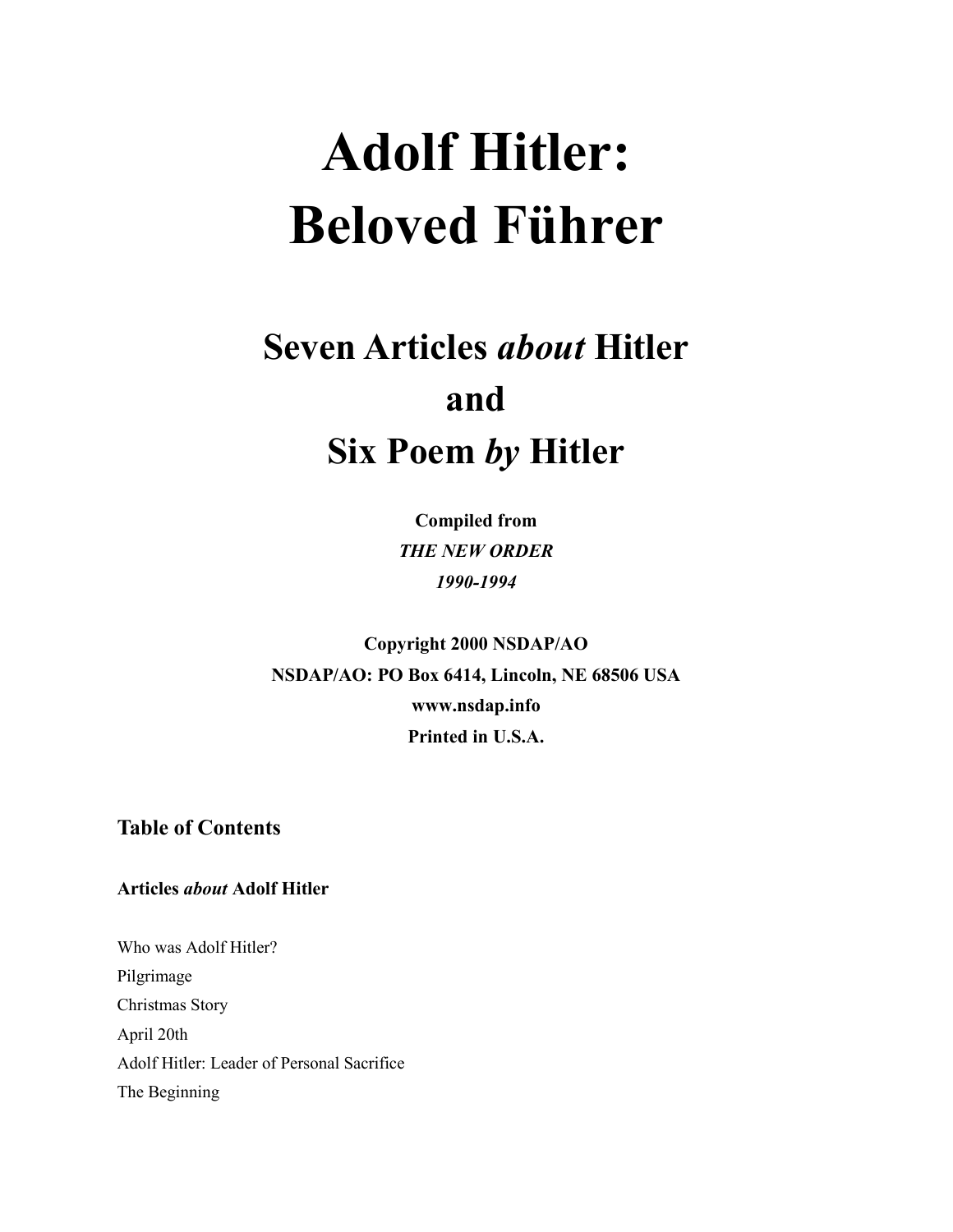# Adolf Hitler: Beloved Führer

## Seven Articles *about* Hitler and Six Poem *by* Hitler

**Compiled from**
***THE NEW ORDER***
***1990-1994***

**Copyright 2000 NSDAP/AO**
**NSDAP/AO: PO Box 6414, Lincoln, NE 68506 USA**
**www.nsdap.info**
**Printed in U.S.A.**

### Table of Contents

**Articles *about* Adolf Hitler**

Who was Adolf Hitler?
Pilgrimage
Christmas Story
April 20th
Adolf Hitler: Leader of Personal Sacrifice
The Beginning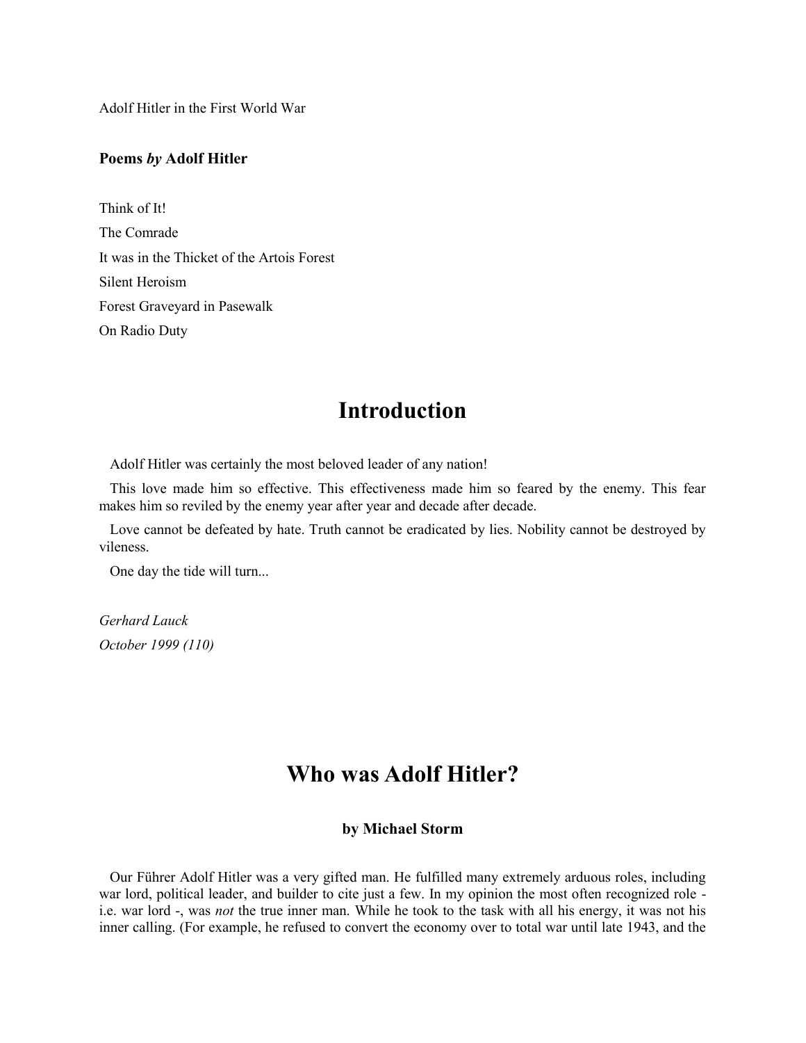Adolf Hitler in the First World War

**Poems *by* Adolf Hitler**

Think of It!

The Comrade

It was in the Thicket of the Artois Forest

Silent Heroism

Forest Graveyard in Pasewalk

On Radio Duty

# Introduction

Adolf Hitler was certainly the most beloved leader of any nation!

This love made him so effective. This effectiveness made him so feared by the enemy. This fear makes him so reviled by the enemy year after year and decade after decade.

Love cannot be defeated by hate. Truth cannot be eradicated by lies. Nobility cannot be destroyed by vileness.

One day the tide will turn...

*Gerhard Lauck*

*October 1999 (110)*

# Who was Adolf Hitler?

### by Michael Storm

Our Führer Adolf Hitler was a very gifted man. He fulfilled many extremely arduous roles, including war lord, political leader, and builder to cite just a few. In my opinion the most often recognized role - i.e. war lord -, was *not* the true inner man. While he took to the task with all his energy, it was not his inner calling. (For example, he refused to convert the economy over to total war until late 1943, and the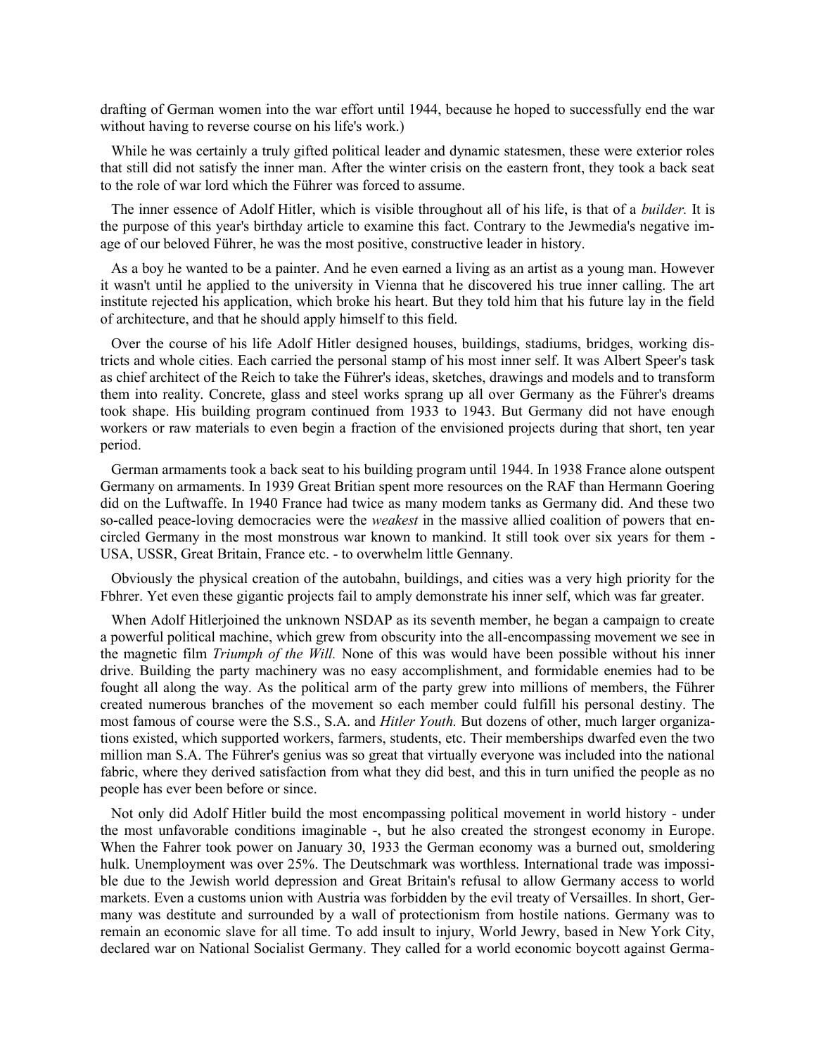drafting of German women into the war effort until 1944, because he hoped to successfully end the war without having to reverse course on his life's work.)

While he was certainly a truly gifted political leader and dynamic statesmen, these were exterior roles that still did not satisfy the inner man. After the winter crisis on the eastern front, they took a back seat to the role of war lord which the Führer was forced to assume.

The inner essence of Adolf Hitler, which is visible throughout all of his life, is that of a *builder.* It is the purpose of this year's birthday article to examine this fact. Contrary to the Jewmedia's negative image of our beloved Führer, he was the most positive, constructive leader in history.

As a boy he wanted to be a painter. And he even earned a living as an artist as a young man. However it wasn't until he applied to the university in Vienna that he discovered his true inner calling. The art institute rejected his application, which broke his heart. But they told him that his future lay in the field of architecture, and that he should apply himself to this field.

Over the course of his life Adolf Hitler designed houses, buildings, stadiums, bridges, working districts and whole cities. Each carried the personal stamp of his most inner self. It was Albert Speer's task as chief architect of the Reich to take the Führer's ideas, sketches, drawings and models and to transform them into reality. Concrete, glass and steel works sprang up all over Germany as the Führer's dreams took shape. His building program continued from 1933 to 1943. But Germany did not have enough workers or raw materials to even begin a fraction of the envisioned projects during that short, ten year period.

German armaments took a back seat to his building program until 1944. In 1938 France alone outspent Germany on armaments. In 1939 Great Britian spent more resources on the RAF than Hermann Goering did on the Luftwaffe. In 1940 France had twice as many modem tanks as Germany did. And these two so-called peace-loving democracies were the *weakest* in the massive allied coalition of powers that encircled Germany in the most monstrous war known to mankind. It still took over six years for them - USA, USSR, Great Britain, France etc. - to overwhelm little Gennany.

Obviously the physical creation of the autobahn, buildings, and cities was a very high priority for the Fbhrer. Yet even these gigantic projects fail to amply demonstrate his inner self, which was far greater.

When Adolf Hitlerjoined the unknown NSDAP as its seventh member, he began a campaign to create a powerful political machine, which grew from obscurity into the all-encompassing movement we see in the magnetic film *Triumph of the Will.* None of this was would have been possible without his inner drive. Building the party machinery was no easy accomplishment, and formidable enemies had to be fought all along the way. As the political arm of the party grew into millions of members, the Führer created numerous branches of the movement so each member could fulfill his personal destiny. The most famous of course were the S.S., S.A. and *Hitler Youth.* But dozens of other, much larger organizations existed, which supported workers, farmers, students, etc. Their memberships dwarfed even the two million man S.A. The Führer's genius was so great that virtually everyone was included into the national fabric, where they derived satisfaction from what they did best, and this in turn unified the people as no people has ever been before or since.

Not only did Adolf Hitler build the most encompassing political movement in world history - under the most unfavorable conditions imaginable -, but he also created the strongest economy in Europe. When the Fahrer took power on January 30, 1933 the German economy was a burned out, smoldering hulk. Unemployment was over 25%. The Deutschmark was worthless. International trade was impossible due to the Jewish world depression and Great Britain's refusal to allow Germany access to world markets. Even a customs union with Austria was forbidden by the evil treaty of Versailles. In short, Germany was destitute and surrounded by a wall of protectionism from hostile nations. Germany was to remain an economic slave for all time. To add insult to injury, World Jewry, based in New York City, declared war on National Socialist Germany. They called for a world economic boycott against Germa-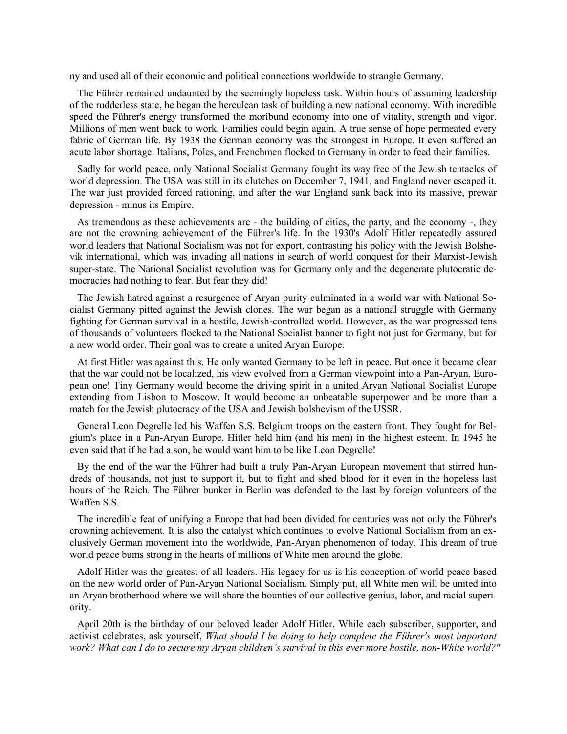ny and used all of their economic and political connections worldwide to strangle Germany.

The Führer remained undaunted by the seemingly hopeless task. Within hours of assuming leadership of the rudderless state, he began the herculean task of building a new national economy. With incredible speed the Führer's energy transformed the moribund economy into one of vitality, strength and vigor. Millions of men went back to work. Families could begin again. A true sense of hope permeated every fabric of German life. By 1938 the German economy was the strongest in Europe. It even suffered an acute labor shortage. Italians, Poles, and Frenchmen flocked to Germany in order to feed their families.

Sadly for world peace, only National Socialist Germany fought its way free of the Jewish tentacles of world depression. The USA was still in its clutches on December 7, 1941, and England never escaped it. The war just provided forced rationing, and after the war England sank back into its massive, prewar depression - minus its Empire.

As tremendous as these achievements are - the building of cities, the party, and the economy -, they are not the crowning achievement of the Führer's life. In the 1930's Adolf Hitler repeatedly assured world leaders that National Socialism was not for export, contrasting his policy with the Jewish Bolshevik international, which was invading all nations in search of world conquest for their Marxist-Jewish super-state. The National Socialist revolution was for Germany only and the degenerate plutocratic democracies had nothing to fear. But fear they did!

The Jewish hatred against a resurgence of Aryan purity culminated in a world war with National Socialist Germany pitted against the Jewish clones. The war began as a national struggle with Germany fighting for German survival in a hostile, Jewish-controlled world. However, as the war progressed tens of thousands of volunteers flocked to the National Socialist banner to fight not just for Germany, but for a new world order. Their goal was to create a united Aryan Europe.

At first Hitler was against this. He only wanted Germany to be left in peace. But once it became clear that the war could not be localized, his view evolved from a German viewpoint into a Pan-Aryan, European one! Tiny Germany would become the driving spirit in a united Aryan National Socialist Europe extending from Lisbon to Moscow. It would become an unbeatable superpower and be more than a match for the Jewish plutocracy of the USA and Jewish bolshevism of the USSR.

General Leon Degrelle led his Waffen S.S. Belgium troops on the eastern front. They fought for Belgium's place in a Pan-Aryan Europe. Hitler held him (and his men) in the highest esteem. In 1945 he even said that if he had a son, he would want him to be like Leon Degrelle!

By the end of the war the Führer had built a truly Pan-Aryan European movement that stirred hundreds of thousands, not just to support it, but to fight and shed blood for it even in the hopeless last hours of the Reich. The Führer bunker in Berlin was defended to the last by foreign volunteers of the Waffen S.S.

The incredible feat of unifying a Europe that had been divided for centuries was not only the Führer's crowning achievement. It is also the catalyst which continues to evolve National Socialism from an exclusively German movement into the worldwide, Pan-Aryan phenomenon of today. This dream of true world peace bums strong in the hearts of millions of White men around the globe.

Adolf Hitler was the greatest of all leaders. His legacy for us is his conception of world peace based on the new world order of Pan-Aryan National Socialism. Simply put, all White men will be united into an Aryan brotherhood where we will share the bounties of our collective genius, labor, and racial superiority.

April 20th is the birthday of our beloved leader Adolf Hitler. While each subscriber, supporter, and activist celebrates, ask yourself, "*What should I be doing to help complete the Führer's most important work? What can I do to secure my Aryan children's survival in this ever more hostile, non-White world?*"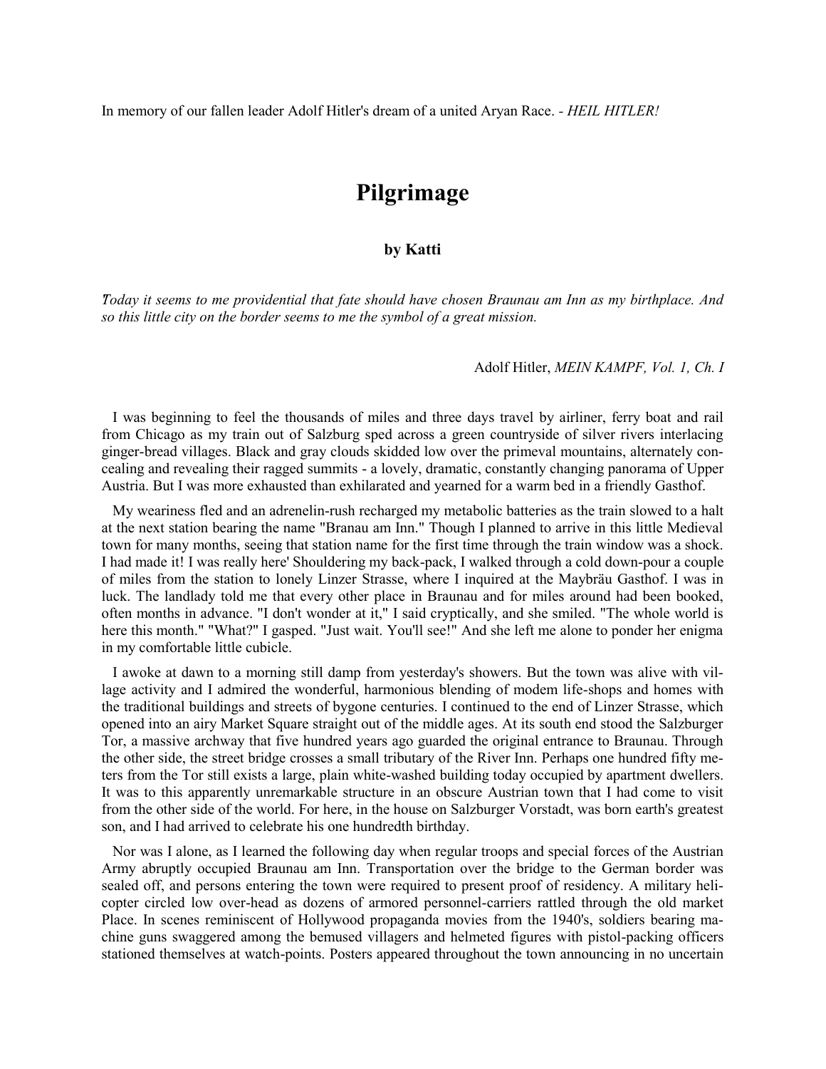In memory of our fallen leader Adolf Hitler's dream of a united Aryan Race. - *HEIL HITLER!*

# Pilgrimage

**by Katti**

*Today it seems to me providential that fate should have chosen Braunau am Inn as my birthplace. And so this little city on the border seems to me the symbol of a great mission.*

Adolf Hitler, *MEIN KAMPF, Vol. 1, Ch. I*

I was beginning to feel the thousands of miles and three days travel by airliner, ferry boat and rail from Chicago as my train out of Salzburg sped across a green countryside of silver rivers interlacing ginger-bread villages. Black and gray clouds skidded low over the primeval mountains, alternately concealing and revealing their ragged summits - a lovely, dramatic, constantly changing panorama of Upper Austria. But I was more exhausted than exhilarated and yearned for a warm bed in a friendly Gasthof.

My weariness fled and an adrenelin-rush recharged my metabolic batteries as the train slowed to a halt at the next station bearing the name "Branau am Inn." Though I planned to arrive in this little Medieval town for many months, seeing that station name for the first time through the train window was a shock. I had made it! I was really here' Shouldering my back-pack, I walked through a cold down-pour a couple of miles from the station to lonely Linzer Strasse, where I inquired at the Maybräu Gasthof. I was in luck. The landlady told me that every other place in Braunau and for miles around had been booked, often months in advance. "I don't wonder at it," I said cryptically, and she smiled. "The whole world is here this month." "What?" I gasped. "Just wait. You'll see!" And she left me alone to ponder her enigma in my comfortable little cubicle.

I awoke at dawn to a morning still damp from yesterday's showers. But the town was alive with village activity and I admired the wonderful, harmonious blending of modem life-shops and homes with the traditional buildings and streets of bygone centuries. I continued to the end of Linzer Strasse, which opened into an airy Market Square straight out of the middle ages. At its south end stood the Salzburger Tor, a massive archway that five hundred years ago guarded the original entrance to Braunau. Through the other side, the street bridge crosses a small tributary of the River Inn. Perhaps one hundred fifty meters from the Tor still exists a large, plain white-washed building today occupied by apartment dwellers. It was to this apparently unremarkable structure in an obscure Austrian town that I had come to visit from the other side of the world. For here, in the house on Salzburger Vorstadt, was born earth's greatest son, and I had arrived to celebrate his one hundredth birthday.

Nor was I alone, as I learned the following day when regular troops and special forces of the Austrian Army abruptly occupied Braunau am Inn. Transportation over the bridge to the German border was sealed off, and persons entering the town were required to present proof of residency. A military helicopter circled low over-head as dozens of armored personnel-carriers rattled through the old market Place. In scenes reminiscent of Hollywood propaganda movies from the 1940's, soldiers bearing machine guns swaggered among the bemused villagers and helmeted figures with pistol-packing officers stationed themselves at watch-points. Posters appeared throughout the town announcing in no uncertain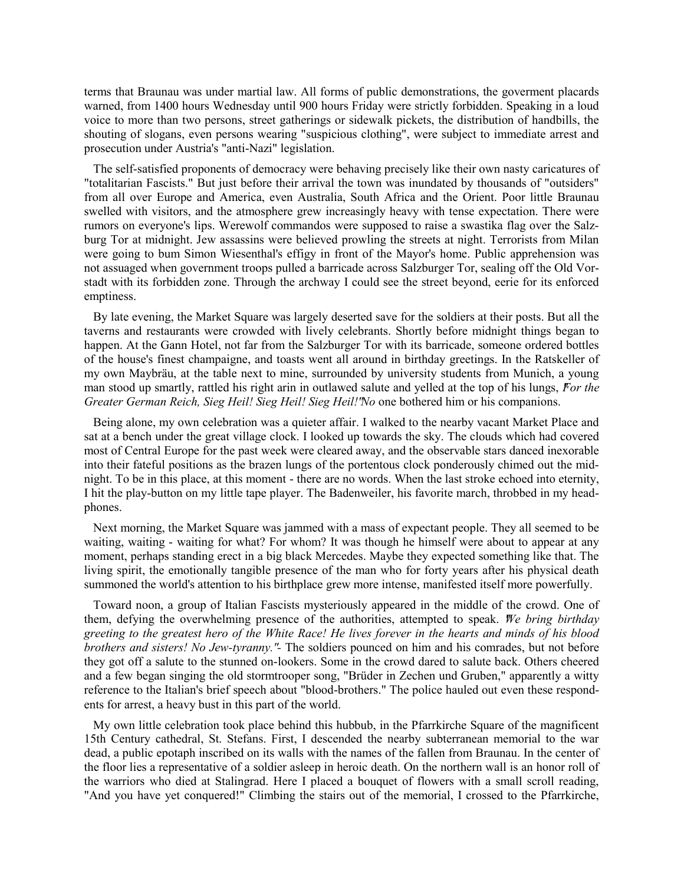terms that Braunau was under martial law. All forms of public demonstrations, the goverment placards warned, from 1400 hours Wednesday until 900 hours Friday were strictly forbidden. Speaking in a loud voice to more than two persons, street gatherings or sidewalk pickets, the distribution of handbills, the shouting of slogans, even persons wearing "suspicious clothing", were subject to immediate arrest and prosecution under Austria's "anti-Nazi" legislation.

The self-satisfied proponents of democracy were behaving precisely like their own nasty caricatures of "totalitarian Fascists." But just before their arrival the town was inundated by thousands of "outsiders" from all over Europe and America, even Australia, South Africa and the Orient. Poor little Braunau swelled with visitors, and the atmosphere grew increasingly heavy with tense expectation. There were rumors on everyone's lips. Werewolf commandos were supposed to raise a swastika flag over the Salzburg Tor at midnight. Jew assassins were believed prowling the streets at night. Terrorists from Milan were going to bum Simon Wiesenthal's effigy in front of the Mayor's home. Public apprehension was not assuaged when government troops pulled a barricade across Salzburger Tor, sealing off the Old Vorstadt with its forbidden zone. Through the archway I could see the street beyond, eerie for its enforced emptiness.

By late evening, the Market Square was largely deserted save for the soldiers at their posts. But all the taverns and restaurants were crowded with lively celebrants. Shortly before midnight things began to happen. At the Gann Hotel, not far from the Salzburger Tor with its barricade, someone ordered bottles of the house's finest champaigne, and toasts went all around in birthday greetings. In the Ratskeller of my own Maybräu, at the table next to mine, surrounded by university students from Munich, a young man stood up smartly, rattled his right arin in outlawed salute and yelled at the top of his lungs, *"For the Greater German Reich, Sieg Heil! Sieg Heil! Sieg Heil!"* No one bothered him or his companions.

Being alone, my own celebration was a quieter affair. I walked to the nearby vacant Market Place and sat at a bench under the great village clock. I looked up towards the sky. The clouds which had covered most of Central Europe for the past week were cleared away, and the observable stars danced inexorable into their fateful positions as the brazen lungs of the portentous clock ponderously chimed out the midnight. To be in this place, at this moment - there are no words. When the last stroke echoed into eternity, I hit the play-button on my little tape player. The Badenweiler, his favorite march, throbbed in my headphones.

Next morning, the Market Square was jammed with a mass of expectant people. They all seemed to be waiting, waiting - waiting for what? For whom? It was though he himself were about to appear at any moment, perhaps standing erect in a big black Mercedes. Maybe they expected something like that. The living spirit, the emotionally tangible presence of the man who for forty years after his physical death summoned the world's attention to his birthplace grew more intense, manifested itself more powerfully.

Toward noon, a group of Italian Fascists mysteriously appeared in the middle of the crowd. One of them, defying the overwhelming presence of the authorities, attempted to speak. *"We bring birthday greeting to the greatest hero of the White Race! He lives forever in the hearts and minds of his blood brothers and sisters! No Jew-tyranny."* - The soldiers pounced on him and his comrades, but not before they got off a salute to the stunned on-lookers. Some in the crowd dared to salute back. Others cheered and a few began singing the old stormtrooper song, "Brüder in Zechen und Gruben," apparently a witty reference to the Italian's brief speech about "blood-brothers." The police hauled out even these respondents for arrest, a heavy bust in this part of the world.

My own little celebration took place behind this hubbub, in the Pfarrkirche Square of the magnificent 15th Century cathedral, St. Stefans. First, I descended the nearby subterranean memorial to the war dead, a public epotaph inscribed on its walls with the names of the fallen from Braunau. In the center of the floor lies a representative of a soldier asleep in heroic death. On the northern wall is an honor roll of the warriors who died at Stalingrad. Here I placed a bouquet of flowers with a small scroll reading, "And you have yet conquered!" Climbing the stairs out of the memorial, I crossed to the Pfarrkirche,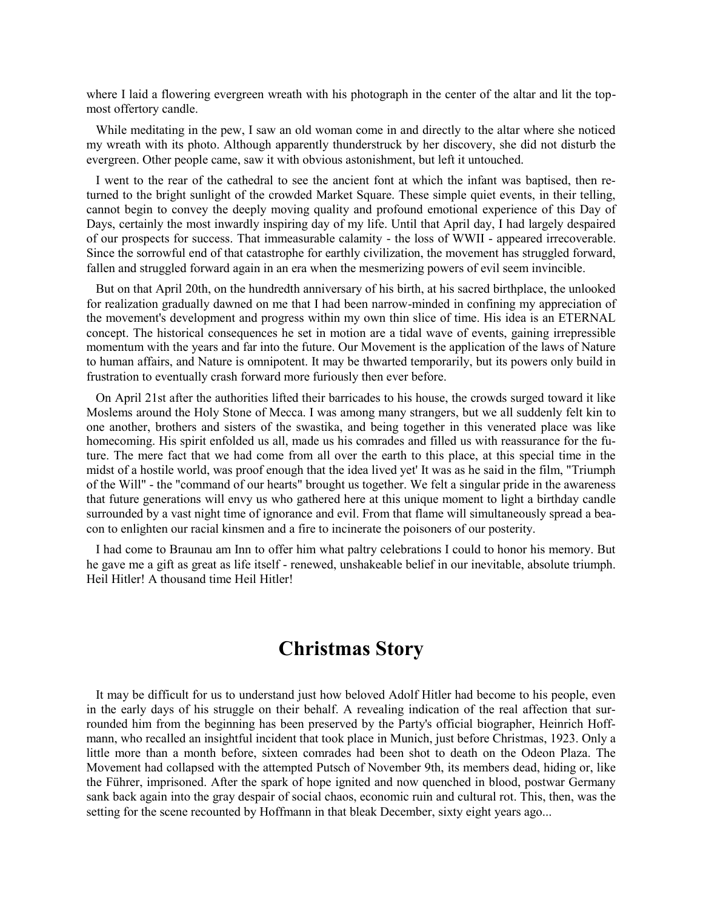where I laid a flowering evergreen wreath with his photograph in the center of the altar and lit the top-most offertory candle.

While meditating in the pew, I saw an old woman come in and directly to the altar where she noticed my wreath with its photo. Although apparently thunderstruck by her discovery, she did not disturb the evergreen. Other people came, saw it with obvious astonishment, but left it untouched.

I went to the rear of the cathedral to see the ancient font at which the infant was baptised, then returned to the bright sunlight of the crowded Market Square. These simple quiet events, in their telling, cannot begin to convey the deeply moving quality and profound emotional experience of this Day of Days, certainly the most inwardly inspiring day of my life. Until that April day, I had largely despaired of our prospects for success. That immeasurable calamity - the loss of WWII - appeared irrecoverable. Since the sorrowful end of that catastrophe for earthly civilization, the movement has struggled forward, fallen and struggled forward again in an era when the mesmerizing powers of evil seem invincible.

But on that April 20th, on the hundredth anniversary of his birth, at his sacred birthplace, the unlooked for realization gradually dawned on me that I had been narrow-minded in confining my appreciation of the movement's development and progress within my own thin slice of time. His idea is an ETERNAL concept. The historical consequences he set in motion are a tidal wave of events, gaining irrepressible momentum with the years and far into the future. Our Movement is the application of the laws of Nature to human affairs, and Nature is omnipotent. It may be thwarted temporarily, but its powers only build in frustration to eventually crash forward more furiously then ever before.

On April 21st after the authorities lifted their barricades to his house, the crowds surged toward it like Moslems around the Holy Stone of Mecca. I was among many strangers, but we all suddenly felt kin to one another, brothers and sisters of the swastika, and being together in this venerated place was like homecoming. His spirit enfolded us all, made us his comrades and filled us with reassurance for the future. The mere fact that we had come from all over the earth to this place, at this special time in the midst of a hostile world, was proof enough that the idea lived yet' It was as he said in the film, "Triumph of the Will" - the "command of our hearts" brought us together. We felt a singular pride in the awareness that future generations will envy us who gathered here at this unique moment to light a birthday candle surrounded by a vast night time of ignorance and evil. From that flame will simultaneously spread a beacon to enlighten our racial kinsmen and a fire to incinerate the poisoners of our posterity.

I had come to Braunau am Inn to offer him what paltry celebrations I could to honor his memory. But he gave me a gift as great as life itself - renewed, unshakeable belief in our inevitable, absolute triumph. Heil Hitler! A thousand time Heil Hitler!

# Christmas Story

It may be difficult for us to understand just how beloved Adolf Hitler had become to his people, even in the early days of his struggle on their behalf. A revealing indication of the real affection that surrounded him from the beginning has been preserved by the Party's official biographer, Heinrich Hoffmann, who recalled an insightful incident that took place in Munich, just before Christmas, 1923. Only a little more than a month before, sixteen comrades had been shot to death on the Odeon Plaza. The Movement had collapsed with the attempted Putsch of November 9th, its members dead, hiding or, like the Führer, imprisoned. After the spark of hope ignited and now quenched in blood, postwar Germany sank back again into the gray despair of social chaos, economic ruin and cultural rot. This, then, was the setting for the scene recounted by Hoffmann in that bleak December, sixty eight years ago...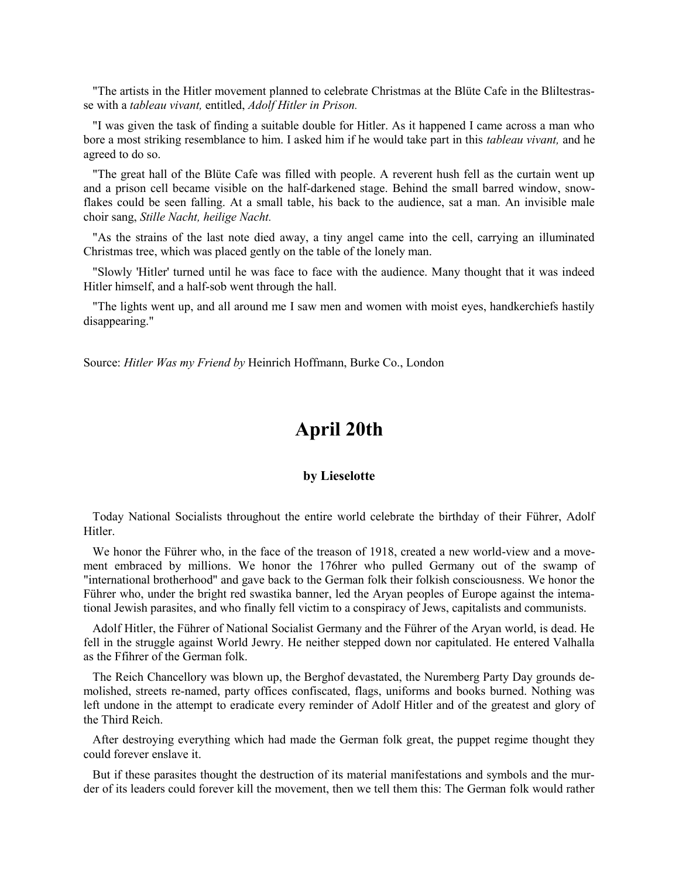"The artists in the Hitler movement planned to celebrate Christmas at the Blüte Cafe in the Bliltestrasse with a *tableau vivant,* entitled, *Adolf Hitler in Prison.*

"I was given the task of finding a suitable double for Hitler. As it happened I came across a man who bore a most striking resemblance to him. I asked him if he would take part in this *tableau vivant,* and he agreed to do so.

"The great hall of the Blüte Cafe was filled with people. A reverent hush fell as the curtain went up and a prison cell became visible on the half-darkened stage. Behind the small barred window, snowflakes could be seen falling. At a small table, his back to the audience, sat a man. An invisible male choir sang, *Stille Nacht, heilige Nacht.*

"As the strains of the last note died away, a tiny angel came into the cell, carrying an illuminated Christmas tree, which was placed gently on the table of the lonely man.

"Slowly 'Hitler' turned until he was face to face with the audience. Many thought that it was indeed Hitler himself, and a half-sob went through the hall.

"The lights went up, and all around me I saw men and women with moist eyes, handkerchiefs hastily disappearing."

Source: *Hitler Was my Friend by* Heinrich Hoffmann, Burke Co., London

# April 20th

### by Lieselotte

Today National Socialists throughout the entire world celebrate the birthday of their Führer, Adolf Hitler.

We honor the Führer who, in the face of the treason of 1918, created a new world-view and a movement embraced by millions. We honor the 176hrer who pulled Germany out of the swamp of "international brotherhood" and gave back to the German folk their folkish consciousness. We honor the Führer who, under the bright red swastika banner, led the Aryan peoples of Europe against the intemational Jewish parasites, and who finally fell victim to a conspiracy of Jews, capitalists and communists.

Adolf Hitler, the Führer of National Socialist Germany and the Führer of the Aryan world, is dead. He fell in the struggle against World Jewry. He neither stepped down nor capitulated. He entered Valhalla as the Ffihrer of the German folk.

The Reich Chancellory was blown up, the Berghof devastated, the Nuremberg Party Day grounds demolished, streets re-named, party offices confiscated, flags, uniforms and books burned. Nothing was left undone in the attempt to eradicate every reminder of Adolf Hitler and of the greatest and glory of the Third Reich.

After destroying everything which had made the German folk great, the puppet regime thought they could forever enslave it.

But if these parasites thought the destruction of its material manifestations and symbols and the murder of its leaders could forever kill the movement, then we tell them this: The German folk would rather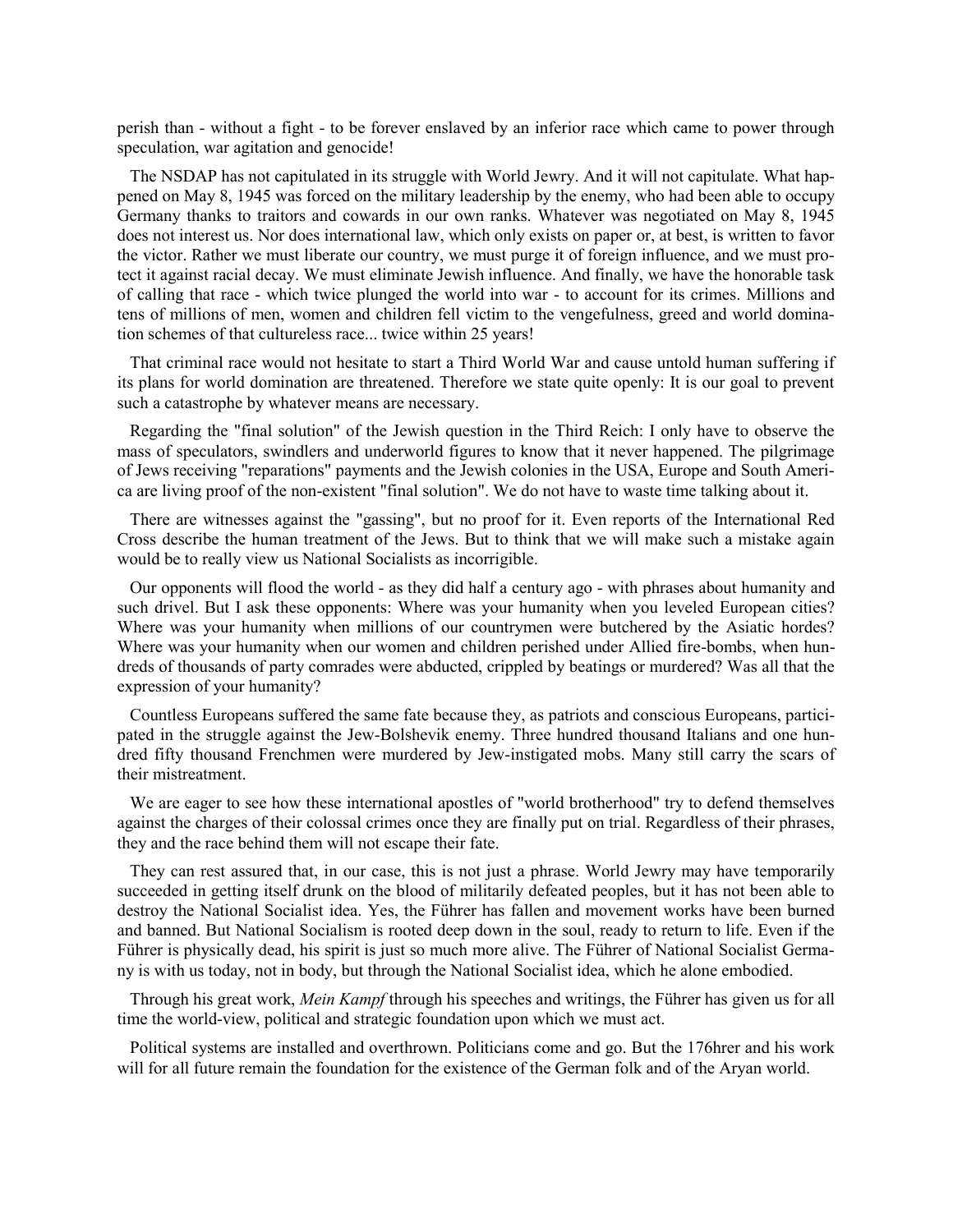perish than - without a fight - to be forever enslaved by an inferior race which came to power through speculation, war agitation and genocide!

The NSDAP has not capitulated in its struggle with World Jewry. And it will not capitulate. What happened on May 8, 1945 was forced on the military leadership by the enemy, who had been able to occupy Germany thanks to traitors and cowards in our own ranks. Whatever was negotiated on May 8, 1945 does not interest us. Nor does international law, which only exists on paper or, at best, is written to favor the victor. Rather we must liberate our country, we must purge it of foreign influence, and we must protect it against racial decay. We must eliminate Jewish influence. And finally, we have the honorable task of calling that race - which twice plunged the world into war - to account for its crimes. Millions and tens of millions of men, women and children fell victim to the vengefulness, greed and world domination schemes of that cultureless race... twice within 25 years!

That criminal race would not hesitate to start a Third World War and cause untold human suffering if its plans for world domination are threatened. Therefore we state quite openly: It is our goal to prevent such a catastrophe by whatever means are necessary.

Regarding the "final solution" of the Jewish question in the Third Reich: I only have to observe the mass of speculators, swindlers and underworld figures to know that it never happened. The pilgrimage of Jews receiving "reparations" payments and the Jewish colonies in the USA, Europe and South America are living proof of the non-existent "final solution". We do not have to waste time talking about it.

There are witnesses against the "gassing", but no proof for it. Even reports of the International Red Cross describe the human treatment of the Jews. But to think that we will make such a mistake again would be to really view us National Socialists as incorrigible.

Our opponents will flood the world - as they did half a century ago - with phrases about humanity and such drivel. But I ask these opponents: Where was your humanity when you leveled European cities? Where was your humanity when millions of our countrymen were butchered by the Asiatic hordes? Where was your humanity when our women and children perished under Allied fire-bombs, when hundreds of thousands of party comrades were abducted, crippled by beatings or murdered? Was all that the expression of your humanity?

Countless Europeans suffered the same fate because they, as patriots and conscious Europeans, participated in the struggle against the Jew-Bolshevik enemy. Three hundred thousand Italians and one hundred fifty thousand Frenchmen were murdered by Jew-instigated mobs. Many still carry the scars of their mistreatment.

We are eager to see how these international apostles of "world brotherhood" try to defend themselves against the charges of their colossal crimes once they are finally put on trial. Regardless of their phrases, they and the race behind them will not escape their fate.

They can rest assured that, in our case, this is not just a phrase. World Jewry may have temporarily succeeded in getting itself drunk on the blood of militarily defeated peoples, but it has not been able to destroy the National Socialist idea. Yes, the Führer has fallen and movement works have been burned and banned. But National Socialism is rooted deep down in the soul, ready to return to life. Even if the Führer is physically dead, his spirit is just so much more alive. The Führer of National Socialist Germany is with us today, not in body, but through the National Socialist idea, which he alone embodied.

Through his great work, *Mein Kampf* through his speeches and writings, the Führer has given us for all time the world-view, political and strategic foundation upon which we must act.

Political systems are installed and overthrown. Politicians come and go. But the 176hrer and his work will for all future remain the foundation for the existence of the German folk and of the Aryan world.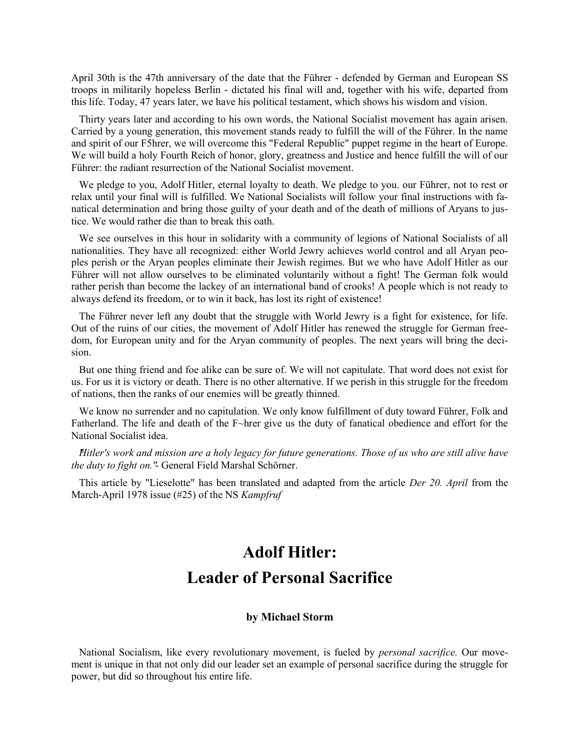April 30th is the 47th anniversary of the date that the Führer - defended by German and European SS troops in militarily hopeless Berlin - dictated his final will and, together with his wife, departed from this life. Today, 47 years later, we have his political testament, which shows his wisdom and vision.

Thirty years later and according to his own words, the National Socialist movement has again arisen. Carried by a young generation, this movement stands ready to fulfill the will of the Führer. In the name and spirit of our F5hrer, we will overcome this "Federal Republic" puppet regime in the heart of Europe. We will build a holy Fourth Reich of honor, glory, greatness and Justice and hence fulfill the will of our Führer: the radiant resurrection of the National Socialist movement.

We pledge to you, Adolf Hitler, eternal loyalty to death. We pledge to you. our Führer, not to rest or relax until your final will is fulfilled. We National Socialists will follow your final instructions with fanatical determination and bring those guilty of your death and of the death of millions of Aryans to justice. We would rather die than to break this oath.

We see ourselves in this hour in solidarity with a community of legions of National Socialists of all nationalities. They have all recognized: either World Jewry achieves world control and all Aryan peoples perish or the Aryan peoples eliminate their Jewish regimes. But we who have Adolf Hitler as our Führer will not allow ourselves to be eliminated voluntarily without a fight! The German folk would rather perish than become the lackey of an international band of crooks! A people which is not ready to always defend its freedom, or to win it back, has lost its right of existence!

The Führer never left any doubt that the struggle with World Jewry is a fight for existence, for life. Out of the ruins of our cities, the movement of Adolf Hitler has renewed the struggle for German freedom, for European unity and for the Aryan community of peoples. The next years will bring the decision.

But one thing friend and foe alike can be sure of. We will not capitulate. That word does not exist for us. For us it is victory or death. There is no other alternative. If we perish in this struggle for the freedom of nations, then the ranks of our enemies will be greatly thinned.

We know no surrender and no capitulation. We only know fulfillment of duty toward Führer, Folk and Fatherland. The life and death of the F~hrer give us the duty of fanatical obedience and effort for the National Socialist idea.

*"Hitler's work and mission are a holy legacy for future generations. Those of us who are still alive have the duty to fight on."* - General Field Marshal Schörner.

This article by "Lieselotte" has been translated and adapted from the article *Der 20. April* from the March-April 1978 issue (#25) of the NS *Kampfruf*

# Adolf Hitler:
# Leader of Personal Sacrifice

**by Michael Storm**

National Socialism, like every revolutionary movement, is fueled by *personal sacrifice.* Our movement is unique in that not only did our leader set an example of personal sacrifice during the struggle for power, but did so throughout his entire life.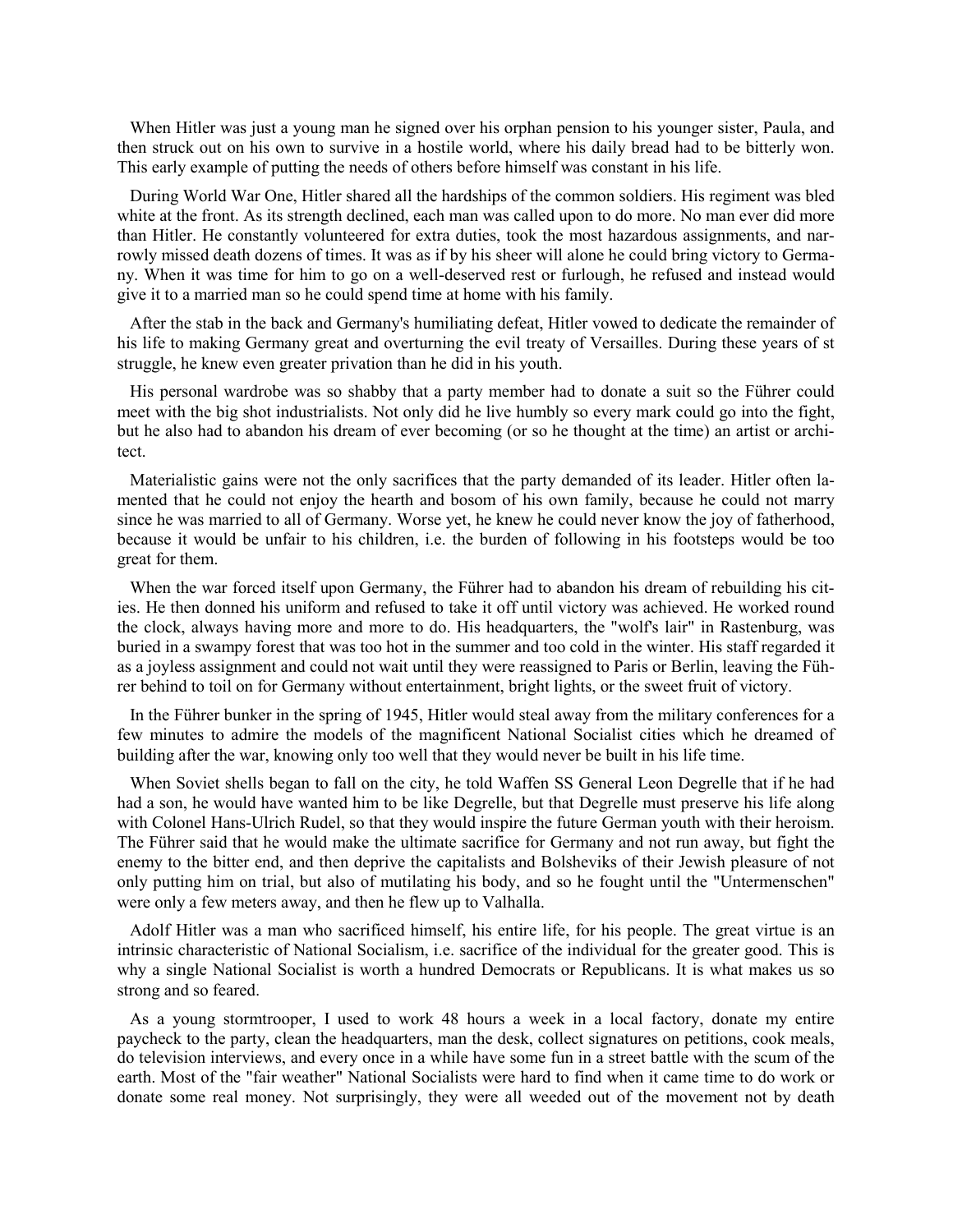When Hitler was just a young man he signed over his orphan pension to his younger sister, Paula, and then struck out on his own to survive in a hostile world, where his daily bread had to be bitterly won. This early example of putting the needs of others before himself was constant in his life.

During World War One, Hitler shared all the hardships of the common soldiers. His regiment was bled white at the front. As its strength declined, each man was called upon to do more. No man ever did more than Hitler. He constantly volunteered for extra duties, took the most hazardous assignments, and narrowly missed death dozens of times. It was as if by his sheer will alone he could bring victory to Germany. When it was time for him to go on a well-deserved rest or furlough, he refused and instead would give it to a married man so he could spend time at home with his family.

After the stab in the back and Germany's humiliating defeat, Hitler vowed to dedicate the remainder of his life to making Germany great and overturning the evil treaty of Versailles. During these years of st struggle, he knew even greater privation than he did in his youth.

His personal wardrobe was so shabby that a party member had to donate a suit so the Führer could meet with the big shot industrialists. Not only did he live humbly so every mark could go into the fight, but he also had to abandon his dream of ever becoming (or so he thought at the time) an artist or architect.

Materialistic gains were not the only sacrifices that the party demanded of its leader. Hitler often lamented that he could not enjoy the hearth and bosom of his own family, because he could not marry since he was married to all of Germany. Worse yet, he knew he could never know the joy of fatherhood, because it would be unfair to his children, i.e. the burden of following in his footsteps would be too great for them.

When the war forced itself upon Germany, the Führer had to abandon his dream of rebuilding his cities. He then donned his uniform and refused to take it off until victory was achieved. He worked round the clock, always having more and more to do. His headquarters, the "wolf's lair" in Rastenburg, was buried in a swampy forest that was too hot in the summer and too cold in the winter. His staff regarded it as a joyless assignment and could not wait until they were reassigned to Paris or Berlin, leaving the Führer behind to toil on for Germany without entertainment, bright lights, or the sweet fruit of victory.

In the Führer bunker in the spring of 1945, Hitler would steal away from the military conferences for a few minutes to admire the models of the magnificent National Socialist cities which he dreamed of building after the war, knowing only too well that they would never be built in his life time.

When Soviet shells began to fall on the city, he told Waffen SS General Leon Degrelle that if he had had a son, he would have wanted him to be like Degrelle, but that Degrelle must preserve his life along with Colonel Hans-Ulrich Rudel, so that they would inspire the future German youth with their heroism. The Führer said that he would make the ultimate sacrifice for Germany and not run away, but fight the enemy to the bitter end, and then deprive the capitalists and Bolsheviks of their Jewish pleasure of not only putting him on trial, but also of mutilating his body, and so he fought until the "Untermenschen" were only a few meters away, and then he flew up to Valhalla.

Adolf Hitler was a man who sacrificed himself, his entire life, for his people. The great virtue is an intrinsic characteristic of National Socialism, i.e. sacrifice of the individual for the greater good. This is why a single National Socialist is worth a hundred Democrats or Republicans. It is what makes us so strong and so feared.

As a young stormtrooper, I used to work 48 hours a week in a local factory, donate my entire paycheck to the party, clean the headquarters, man the desk, collect signatures on petitions, cook meals, do television interviews, and every once in a while have some fun in a street battle with the scum of the earth. Most of the "fair weather" National Socialists were hard to find when it came time to do work or donate some real money. Not surprisingly, they were all weeded out of the movement not by death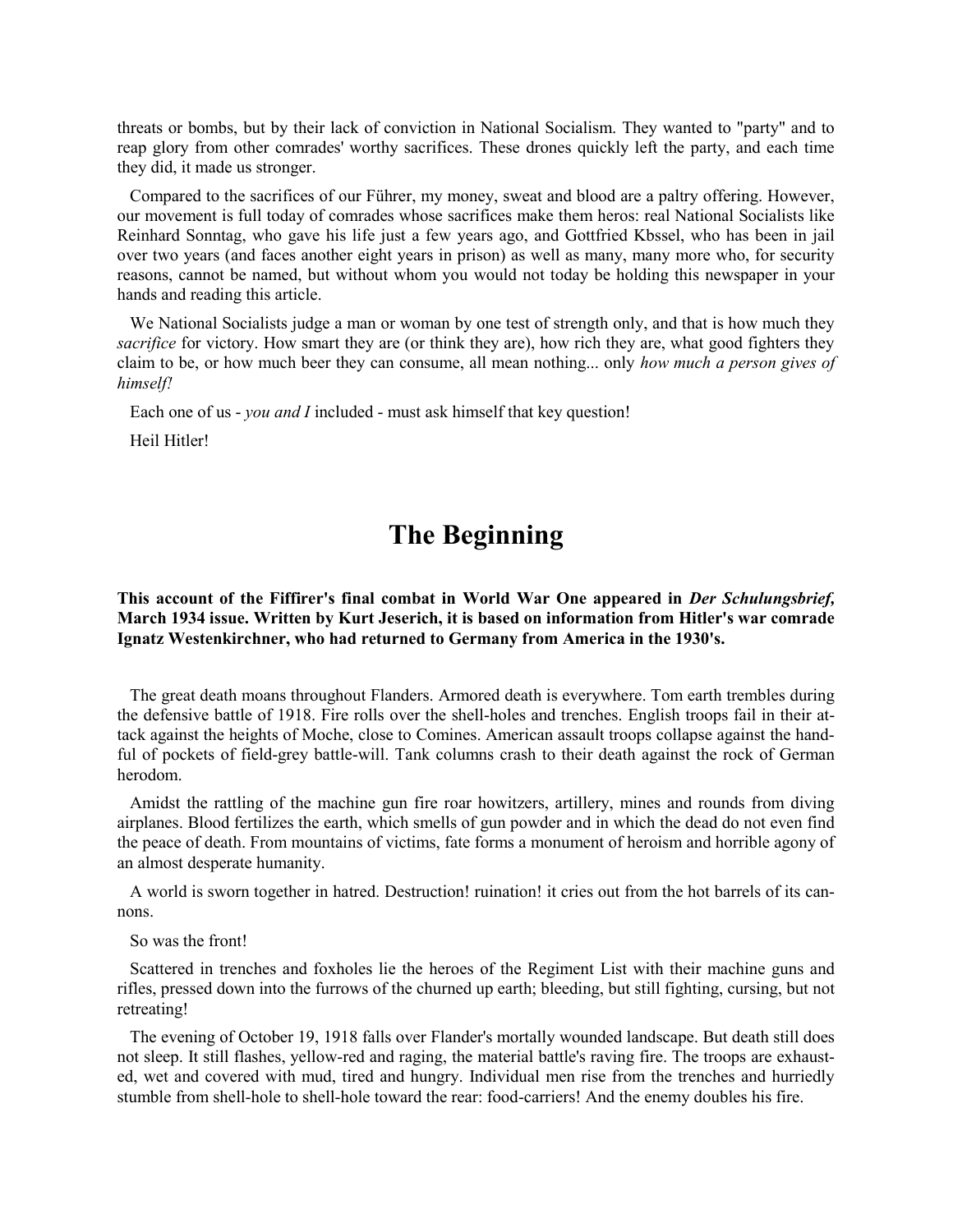threats or bombs, but by their lack of conviction in National Socialism. They wanted to "party" and to reap glory from other comrades' worthy sacrifices. These drones quickly left the party, and each time they did, it made us stronger.

Compared to the sacrifices of our Führer, my money, sweat and blood are a paltry offering. However, our movement is full today of comrades whose sacrifices make them heros: real National Socialists like Reinhard Sonntag, who gave his life just a few years ago, and Gottfried Kbssel, who has been in jail over two years (and faces another eight years in prison) as well as many, many more who, for security reasons, cannot be named, but without whom you would not today be holding this newspaper in your hands and reading this article.

We National Socialists judge a man or woman by one test of strength only, and that is how much they *sacrifice* for victory. How smart they are (or think they are), how rich they are, what good fighters they claim to be, or how much beer they can consume, all mean nothing... only *how much a person gives of himself!*

Each one of us - *you and I* included - must ask himself that key question!

Heil Hitler!

# The Beginning

**This account of the Fiffirer's final combat in World War One appeared in *Der Schulungsbrief,* March 1934 issue. Written by Kurt Jeserich, it is based on information from Hitler's war comrade Ignatz Westenkirchner, who had returned to Germany from America in the 1930's.**

The great death moans throughout Flanders. Armored death is everywhere. Tom earth trembles during the defensive battle of 1918. Fire rolls over the shell-holes and trenches. English troops fail in their attack against the heights of Moche, close to Comines. American assault troops collapse against the handful of pockets of field-grey battle-will. Tank columns crash to their death against the rock of German herodom.

Amidst the rattling of the machine gun fire roar howitzers, artillery, mines and rounds from diving airplanes. Blood fertilizes the earth, which smells of gun powder and in which the dead do not even find the peace of death. From mountains of victims, fate forms a monument of heroism and horrible agony of an almost desperate humanity.

A world is sworn together in hatred. Destruction! ruination! it cries out from the hot barrels of its cannons.

So was the front!

Scattered in trenches and foxholes lie the heroes of the Regiment List with their machine guns and rifles, pressed down into the furrows of the churned up earth; bleeding, but still fighting, cursing, but not retreating!

The evening of October 19, 1918 falls over Flander's mortally wounded landscape. But death still does not sleep. It still flashes, yellow-red and raging, the material battle's raving fire. The troops are exhausted, wet and covered with mud, tired and hungry. Individual men rise from the trenches and hurriedly stumble from shell-hole to shell-hole toward the rear: food-carriers! And the enemy doubles his fire.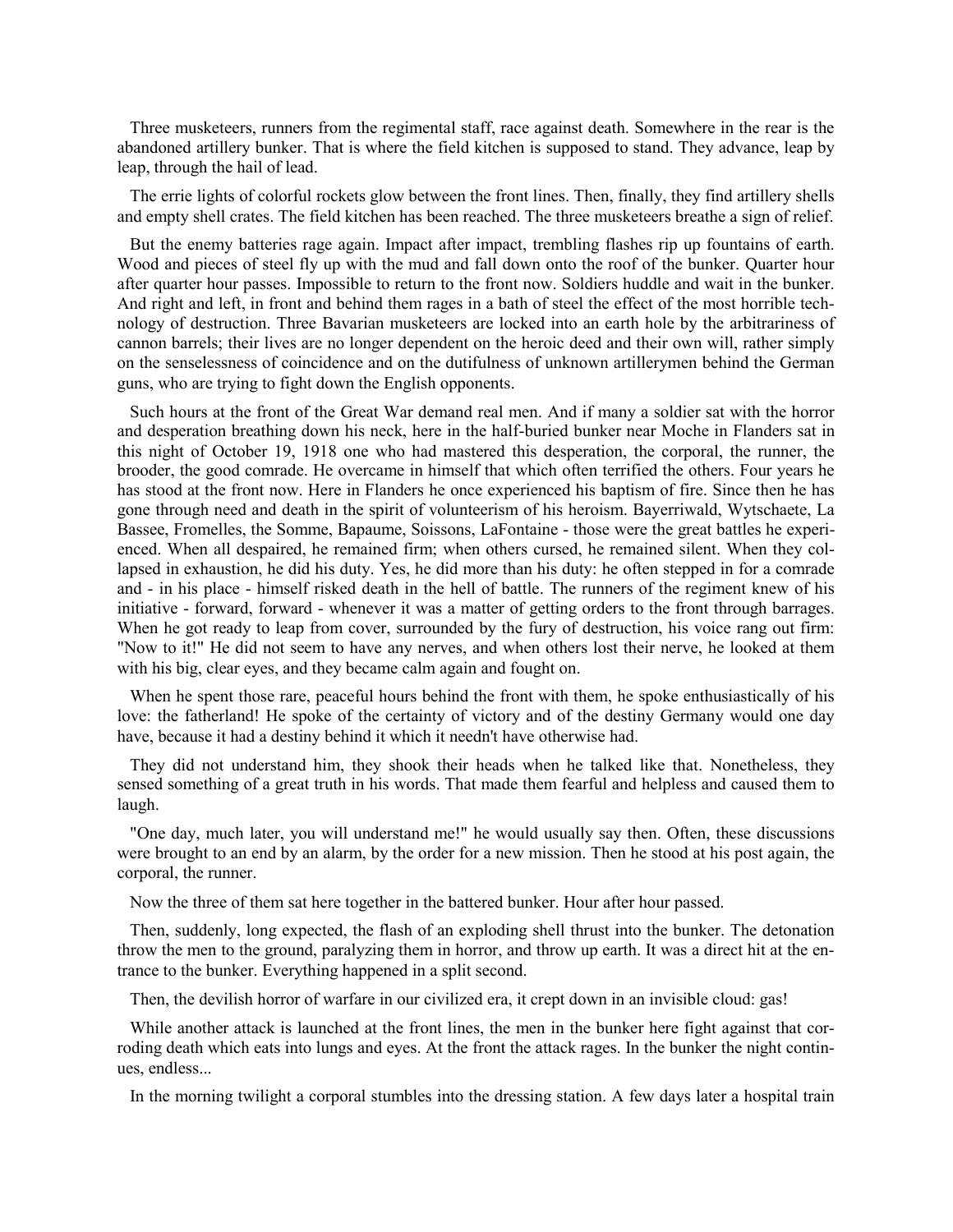Three musketeers, runners from the regimental staff, race against death. Somewhere in the rear is the abandoned artillery bunker. That is where the field kitchen is supposed to stand. They advance, leap by leap, through the hail of lead.

The errie lights of colorful rockets glow between the front lines. Then, finally, they find artillery shells and empty shell crates. The field kitchen has been reached. The three musketeers breathe a sign of relief.

But the enemy batteries rage again. Impact after impact, trembling flashes rip up fountains of earth. Wood and pieces of steel fly up with the mud and fall down onto the roof of the bunker. Quarter hour after quarter hour passes. Impossible to return to the front now. Soldiers huddle and wait in the bunker. And right and left, in front and behind them rages in a bath of steel the effect of the most horrible technology of destruction. Three Bavarian musketeers are locked into an earth hole by the arbitrariness of cannon barrels; their lives are no longer dependent on the heroic deed and their own will, rather simply on the senselessness of coincidence and on the dutifulness of unknown artillerymen behind the German guns, who are trying to fight down the English opponents.

Such hours at the front of the Great War demand real men. And if many a soldier sat with the horror and desperation breathing down his neck, here in the half-buried bunker near Moche in Flanders sat in this night of October 19, 1918 one who had mastered this desperation, the corporal, the runner, the brooder, the good comrade. He overcame in himself that which often terrified the others. Four years he has stood at the front now. Here in Flanders he once experienced his baptism of fire. Since then he has gone through need and death in the spirit of volunteerism of his heroism. Bayerriwald, Wytschaete, La Bassee, Fromelles, the Somme, Bapaume, Soissons, LaFontaine - those were the great battles he experienced. When all despaired, he remained firm; when others cursed, he remained silent. When they collapsed in exhaustion, he did his duty. Yes, he did more than his duty: he often stepped in for a comrade and - in his place - himself risked death in the hell of battle. The runners of the regiment knew of his initiative - forward, forward - whenever it was a matter of getting orders to the front through barrages. When he got ready to leap from cover, surrounded by the fury of destruction, his voice rang out firm: "Now to it!" He did not seem to have any nerves, and when others lost their nerve, he looked at them with his big, clear eyes, and they became calm again and fought on.

When he spent those rare, peaceful hours behind the front with them, he spoke enthusiastically of his love: the fatherland! He spoke of the certainty of victory and of the destiny Germany would one day have, because it had a destiny behind it which it needn't have otherwise had.

They did not understand him, they shook their heads when he talked like that. Nonetheless, they sensed something of a great truth in his words. That made them fearful and helpless and caused them to laugh.

"One day, much later, you will understand me!" he would usually say then. Often, these discussions were brought to an end by an alarm, by the order for a new mission. Then he stood at his post again, the corporal, the runner.

Now the three of them sat here together in the battered bunker. Hour after hour passed.

Then, suddenly, long expected, the flash of an exploding shell thrust into the bunker. The detonation throw the men to the ground, paralyzing them in horror, and throw up earth. It was a direct hit at the entrance to the bunker. Everything happened in a split second.

Then, the devilish horror of warfare in our civilized era, it crept down in an invisible cloud: gas!

While another attack is launched at the front lines, the men in the bunker here fight against that corroding death which eats into lungs and eyes. At the front the attack rages. In the bunker the night continues, endless...

In the morning twilight a corporal stumbles into the dressing station. A few days later a hospital train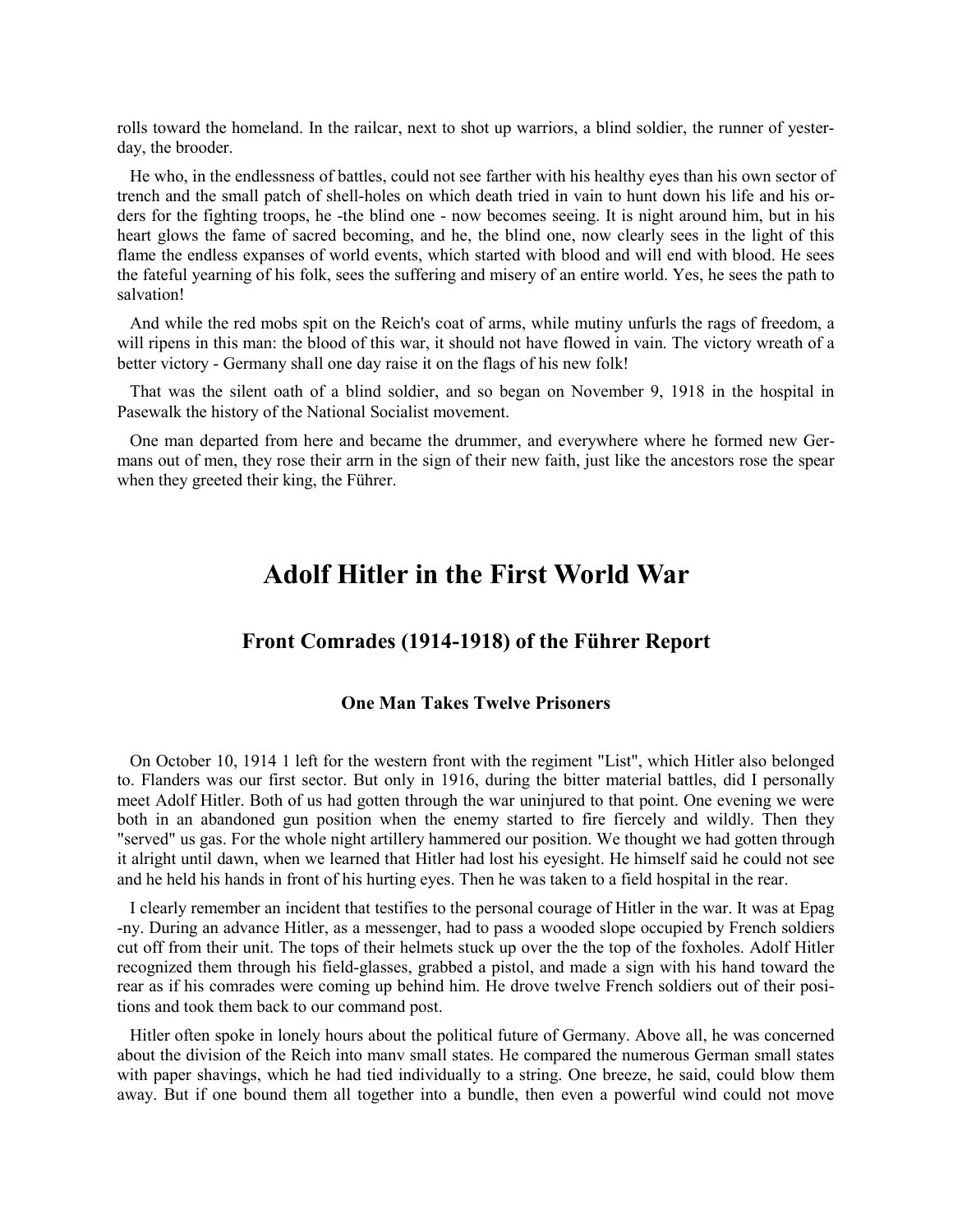rolls toward the homeland. In the railcar, next to shot up warriors, a blind soldier, the runner of yesterday, the brooder.

He who, in the endlessness of battles, could not see farther with his healthy eyes than his own sector of trench and the small patch of shell-holes on which death tried in vain to hunt down his life and his orders for the fighting troops, he -the blind one - now becomes seeing. It is night around him, but in his heart glows the fame of sacred becoming, and he, the blind one, now clearly sees in the light of this flame the endless expanses of world events, which started with blood and will end with blood. He sees the fateful yearning of his folk, sees the suffering and misery of an entire world. Yes, he sees the path to salvation!

And while the red mobs spit on the Reich's coat of arms, while mutiny unfurls the rags of freedom, a will ripens in this man: the blood of this war, it should not have flowed in vain. The victory wreath of a better victory - Germany shall one day raise it on the flags of his new folk!

That was the silent oath of a blind soldier, and so began on November 9, 1918 in the hospital in Pasewalk the history of the National Socialist movement.

One man departed from here and became the drummer, and everywhere where he formed new Germans out of men, they rose their arrn in the sign of their new faith, just like the ancestors rose the spear when they greeted their king, the Führer.

# Adolf Hitler in the First World War

## Front Comrades (1914-1918) of the Führer Report

### One Man Takes Twelve Prisoners

On October 10, 1914 1 left for the western front with the regiment "List", which Hitler also belonged to. Flanders was our first sector. But only in 1916, during the bitter material battles, did I personally meet Adolf Hitler. Both of us had gotten through the war uninjured to that point. One evening we were both in an abandoned gun position when the enemy started to fire fiercely and wildly. Then they "served" us gas. For the whole night artillery hammered our position. We thought we had gotten through it alright until dawn, when we learned that Hitler had lost his eyesight. He himself said he could not see and he held his hands in front of his hurting eyes. Then he was taken to a field hospital in the rear.

I clearly remember an incident that testifies to the personal courage of Hitler in the war. It was at Epag -ny. During an advance Hitler, as a messenger, had to pass a wooded slope occupied by French soldiers cut off from their unit. The tops of their helmets stuck up over the the top of the foxholes. Adolf Hitler recognized them through his field-glasses, grabbed a pistol, and made a sign with his hand toward the rear as if his comrades were coming up behind him. He drove twelve French soldiers out of their positions and took them back to our command post.

Hitler often spoke in lonely hours about the political future of Germany. Above all, he was concerned about the division of the Reich into manv small states. He compared the numerous German small states with paper shavings, which he had tied individually to a string. One breeze, he said, could blow them away. But if one bound them all together into a bundle, then even a powerful wind could not move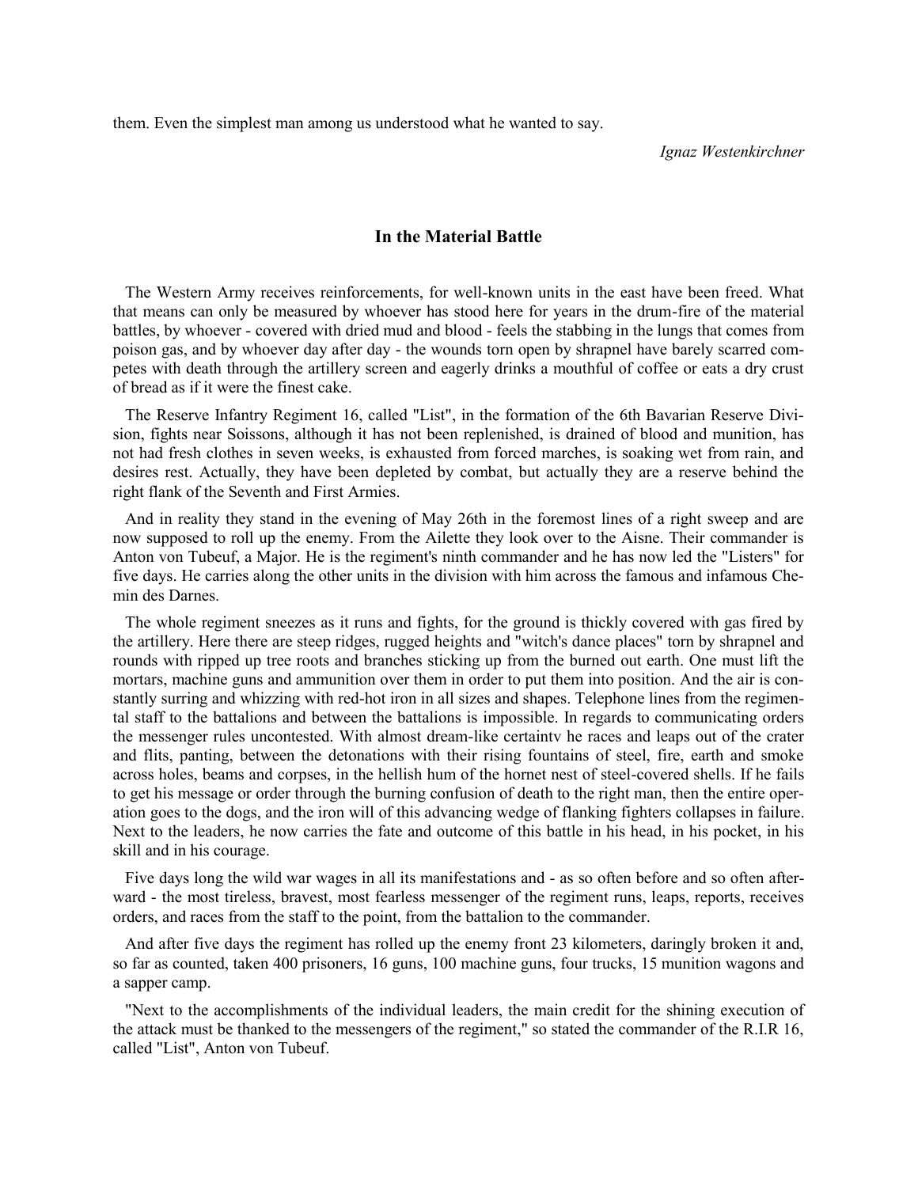them. Even the simplest man among us understood what he wanted to say.

*Ignaz Westenkirchner*

## In the Material Battle

The Western Army receives reinforcements, for well-known units in the east have been freed. What that means can only be measured by whoever has stood here for years in the drum-fire of the material battles, by whoever - covered with dried mud and blood - feels the stabbing in the lungs that comes from poison gas, and by whoever day after day - the wounds torn open by shrapnel have barely scarred competes with death through the artillery screen and eagerly drinks a mouthful of coffee or eats a dry crust of bread as if it were the finest cake.

The Reserve Infantry Regiment 16, called "List", in the formation of the 6th Bavarian Reserve Division, fights near Soissons, although it has not been replenished, is drained of blood and munition, has not had fresh clothes in seven weeks, is exhausted from forced marches, is soaking wet from rain, and desires rest. Actually, they have been depleted by combat, but actually they are a reserve behind the right flank of the Seventh and First Armies.

And in reality they stand in the evening of May 26th in the foremost lines of a right sweep and are now supposed to roll up the enemy. From the Ailette they look over to the Aisne. Their commander is Anton von Tubeuf, a Major. He is the regiment's ninth commander and he has now led the "Listers" for five days. He carries along the other units in the division with him across the famous and infamous Chemin des Darnes.

The whole regiment sneezes as it runs and fights, for the ground is thickly covered with gas fired by the artillery. Here there are steep ridges, rugged heights and "witch's dance places" torn by shrapnel and rounds with ripped up tree roots and branches sticking up from the burned out earth. One must lift the mortars, machine guns and ammunition over them in order to put them into position. And the air is constantly surring and whizzing with red-hot iron in all sizes and shapes. Telephone lines from the regimental staff to the battalions and between the battalions is impossible. In regards to communicating orders the messenger rules uncontested. With almost dream-like certaintv he races and leaps out of the crater and flits, panting, between the detonations with their rising fountains of steel, fire, earth and smoke across holes, beams and corpses, in the hellish hum of the hornet nest of steel-covered shells. If he fails to get his message or order through the burning confusion of death to the right man, then the entire operation goes to the dogs, and the iron will of this advancing wedge of flanking fighters collapses in failure. Next to the leaders, he now carries the fate and outcome of this battle in his head, in his pocket, in his skill and in his courage.

Five days long the wild war wages in all its manifestations and - as so often before and so often afterward - the most tireless, bravest, most fearless messenger of the regiment runs, leaps, reports, receives orders, and races from the staff to the point, from the battalion to the commander.

And after five days the regiment has rolled up the enemy front 23 kilometers, daringly broken it and, so far as counted, taken 400 prisoners, 16 guns, 100 machine guns, four trucks, 15 munition wagons and a sapper camp.

"Next to the accomplishments of the individual leaders, the main credit for the shining execution of the attack must be thanked to the messengers of the regiment," so stated the commander of the R.I.R 16, called "List", Anton von Tubeuf.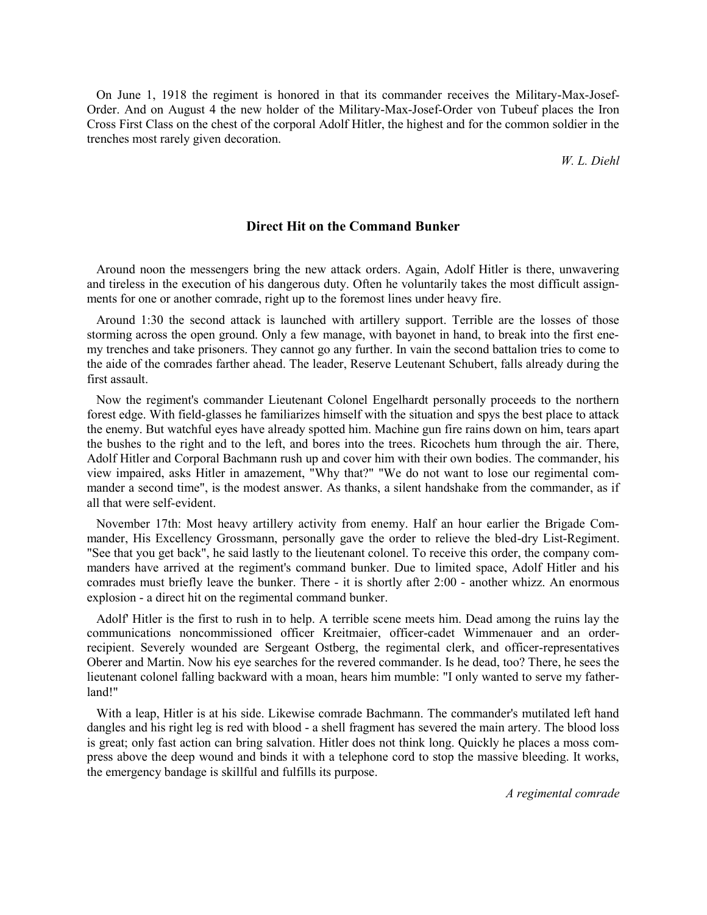On June 1, 1918 the regiment is honored in that its commander receives the Military-Max-Josef-Order. And on August 4 the new holder of the Military-Max-Josef-Order von Tubeuf places the Iron Cross First Class on the chest of the corporal Adolf Hitler, the highest and for the common soldier in the trenches most rarely given decoration.

*W. L. Diehl*

### Direct Hit on the Command Bunker

Around noon the messengers bring the new attack orders. Again, Adolf Hitler is there, unwavering and tireless in the execution of his dangerous duty. Often he voluntarily takes the most difficult assignments for one or another comrade, right up to the foremost lines under heavy fire.

Around 1:30 the second attack is launched with artillery support. Terrible are the losses of those storming across the open ground. Only a few manage, with bayonet in hand, to break into the first enemy trenches and take prisoners. They cannot go any further. In vain the second battalion tries to come to the aide of the comrades farther ahead. The leader, Reserve Leutenant Schubert, falls already during the first assault.

Now the regiment's commander Lieutenant Colonel Engelhardt personally proceeds to the northern forest edge. With field-glasses he familiarizes himself with the situation and spys the best place to attack the enemy. But watchful eyes have already spotted him. Machine gun fire rains down on him, tears apart the bushes to the right and to the left, and bores into the trees. Ricochets hum through the air. There, Adolf Hitler and Corporal Bachmann rush up and cover him with their own bodies. The commander, his view impaired, asks Hitler in amazement, "Why that?" "We do not want to lose our regimental commander a second time", is the modest answer. As thanks, a silent handshake from the commander, as if all that were self-evident.

November 17th: Most heavy artillery activity from enemy. Half an hour earlier the Brigade Commander, His Excellency Grossmann, personally gave the order to relieve the bled-dry List-Regiment. "See that you get back", he said lastly to the lieutenant colonel. To receive this order, the company commanders have arrived at the regiment's command bunker. Due to limited space, Adolf Hitler and his comrades must briefly leave the bunker. There - it is shortly after 2:00 - another whizz. An enormous explosion - a direct hit on the regimental command bunker.

Adolf' Hitler is the first to rush in to help. A terrible scene meets him. Dead among the ruins lay the communications noncommissioned officer Kreitmaier, officer-cadet Wimmenauer and an order-recipient. Severely wounded are Sergeant Ostberg, the regimental clerk, and officer-representatives Oberer and Martin. Now his eye searches for the revered commander. Is he dead, too? There, he sees the lieutenant colonel falling backward with a moan, hears him mumble: "I only wanted to serve my fatherland!"

With a leap, Hitler is at his side. Likewise comrade Bachmann. The commander's mutilated left hand dangles and his right leg is red with blood - a shell fragment has severed the main artery. The blood loss is great; only fast action can bring salvation. Hitler does not think long. Quickly he places a moss compress above the deep wound and binds it with a telephone cord to stop the massive bleeding. It works, the emergency bandage is skillful and fulfills its purpose.

*A regimental comrade*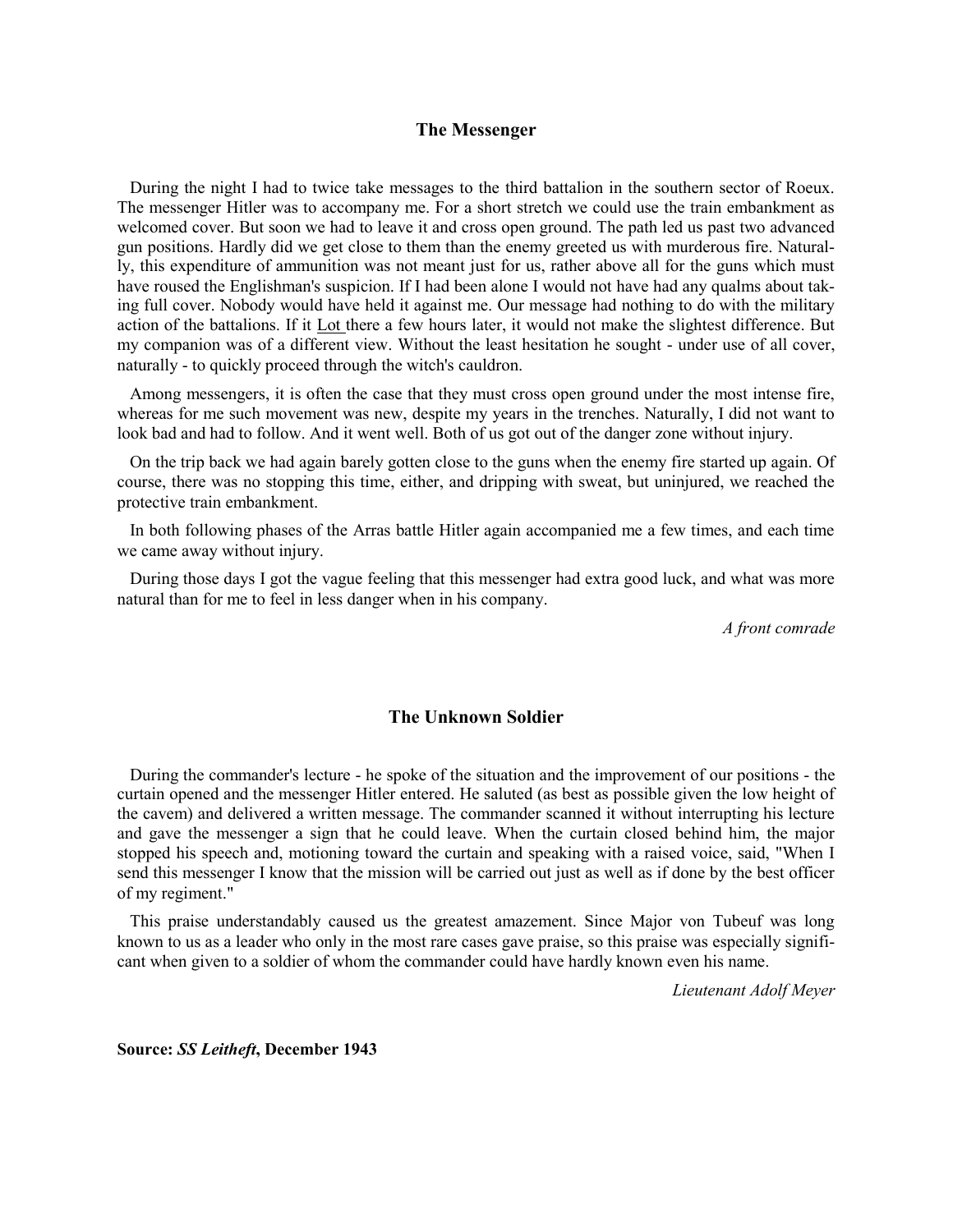## The Messenger

During the night I had to twice take messages to the third battalion in the southern sector of Roeux. The messenger Hitler was to accompany me. For a short stretch we could use the train embankment as welcomed cover. But soon we had to leave it and cross open ground. The path led us past two advanced gun positions. Hardly did we get close to them than the enemy greeted us with murderous fire. Naturally, this expenditure of ammunition was not meant just for us, rather above all for the guns which must have roused the Englishman's suspicion. If I had been alone I would not have had any qualms about taking full cover. Nobody would have held it against me. Our message had nothing to do with the military action of the battalions. If it Lot there a few hours later, it would not make the slightest difference. But my companion was of a different view. Without the least hesitation he sought - under use of all cover, naturally - to quickly proceed through the witch's cauldron.

Among messengers, it is often the case that they must cross open ground under the most intense fire, whereas for me such movement was new, despite my years in the trenches. Naturally, I did not want to look bad and had to follow. And it went well. Both of us got out of the danger zone without injury.

On the trip back we had again barely gotten close to the guns when the enemy fire started up again. Of course, there was no stopping this time, either, and dripping with sweat, but uninjured, we reached the protective train embankment.

In both following phases of the Arras battle Hitler again accompanied me a few times, and each time we came away without injury.

During those days I got the vague feeling that this messenger had extra good luck, and what was more natural than for me to feel in less danger when in his company.

*A front comrade*

## The Unknown Soldier

During the commander's lecture - he spoke of the situation and the improvement of our positions - the curtain opened and the messenger Hitler entered. He saluted (as best as possible given the low height of the cavem) and delivered a written message. The commander scanned it without interrupting his lecture and gave the messenger a sign that he could leave. When the curtain closed behind him, the major stopped his speech and, motioning toward the curtain and speaking with a raised voice, said, "When I send this messenger I know that the mission will be carried out just as well as if done by the best officer of my regiment."

This praise understandably caused us the greatest amazement. Since Major von Tubeuf was long known to us as a leader who only in the most rare cases gave praise, so this praise was especially significant when given to a soldier of whom the commander could have hardly known even his name.

*Lieutenant Adolf Meyer*

**Source: *SS Leitheft*, December 1943**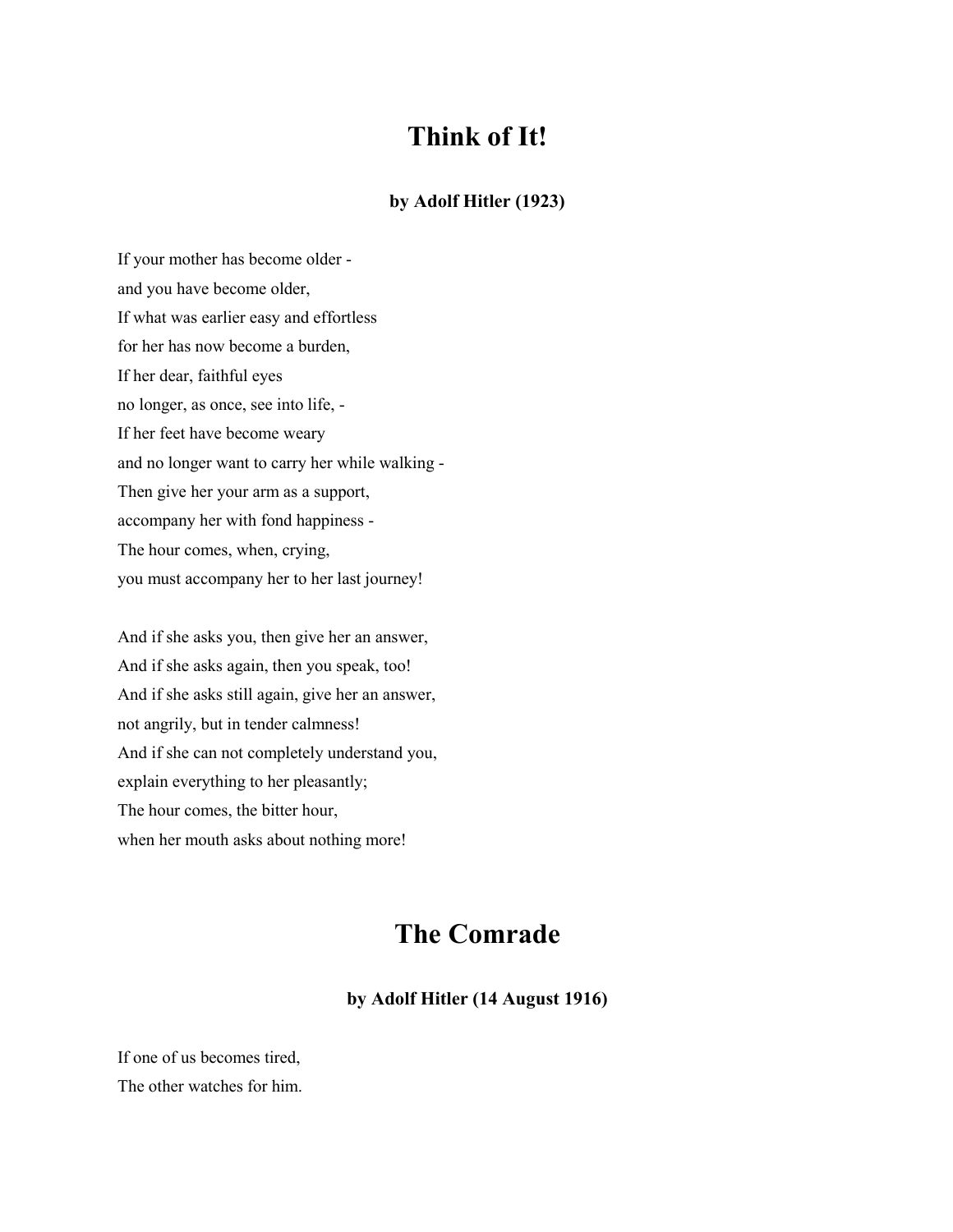# Think of It!

**by Adolf Hitler (1923)**

If your mother has become older -
and you have become older,
If what was earlier easy and effortless
for her has now become a burden,
If her dear, faithful eyes
no longer, as once, see into life, -
If her feet have become weary
and no longer want to carry her while walking -
Then give her your arm as a support,
accompany her with fond happiness -
The hour comes, when, crying,
you must accompany her to her last journey!

And if she asks you, then give her an answer,
And if she asks again, then you speak, too!
And if she asks still again, give her an answer,
not angrily, but in tender calmness!
And if she can not completely understand you,
explain everything to her pleasantly;
The hour comes, the bitter hour,
when her mouth asks about nothing more!

# The Comrade

**by Adolf Hitler (14 August 1916)**

If one of us becomes tired,
The other watches for him.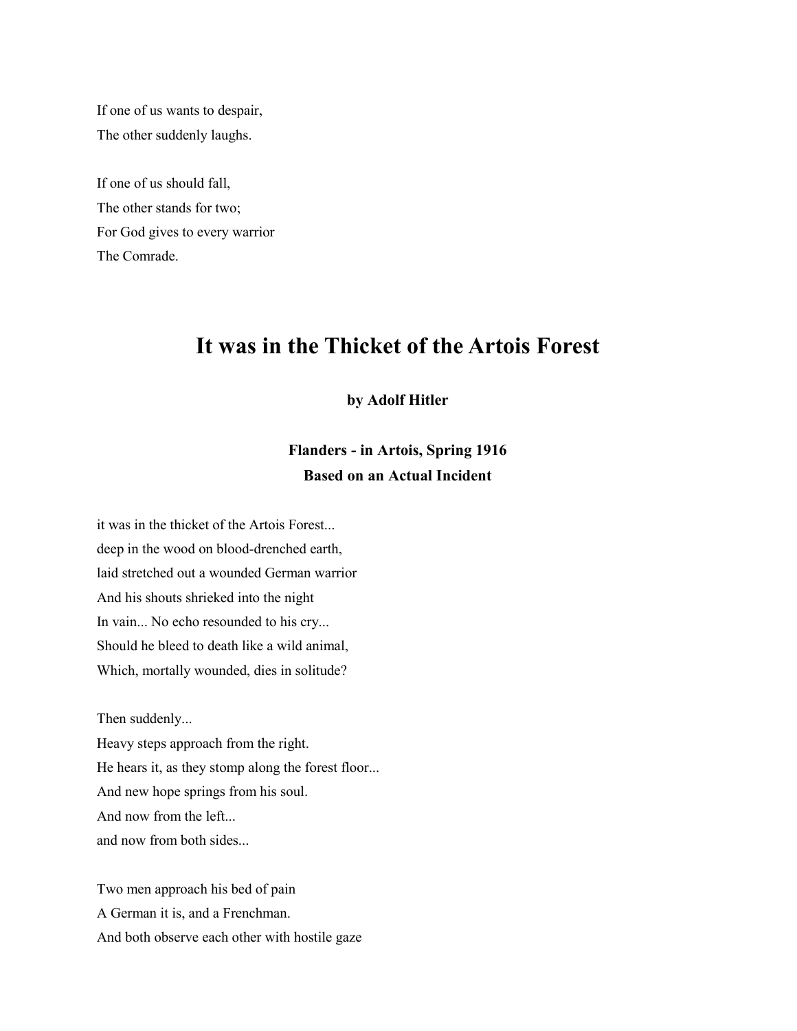If one of us wants to despair,
The other suddenly laughs.

If one of us should fall,
The other stands for two;
For God gives to every warrior
The Comrade.

# It was in the Thicket of the Artois Forest

**by Adolf Hitler**

**Flanders - in Artois, Spring 1916**
**Based on an Actual Incident**

it was in the thicket of the Artois Forest...
deep in the wood on blood-drenched earth,
laid stretched out a wounded German warrior
And his shouts shrieked into the night
In vain... No echo resounded to his cry...
Should he bleed to death like a wild animal,
Which, mortally wounded, dies in solitude?

Then suddenly...
Heavy steps approach from the right.
He hears it, as they stomp along the forest floor...
And new hope springs from his soul.
And now from the left...
and now from both sides...

Two men approach his bed of pain
A German it is, and a Frenchman.
And both observe each other with hostile gaze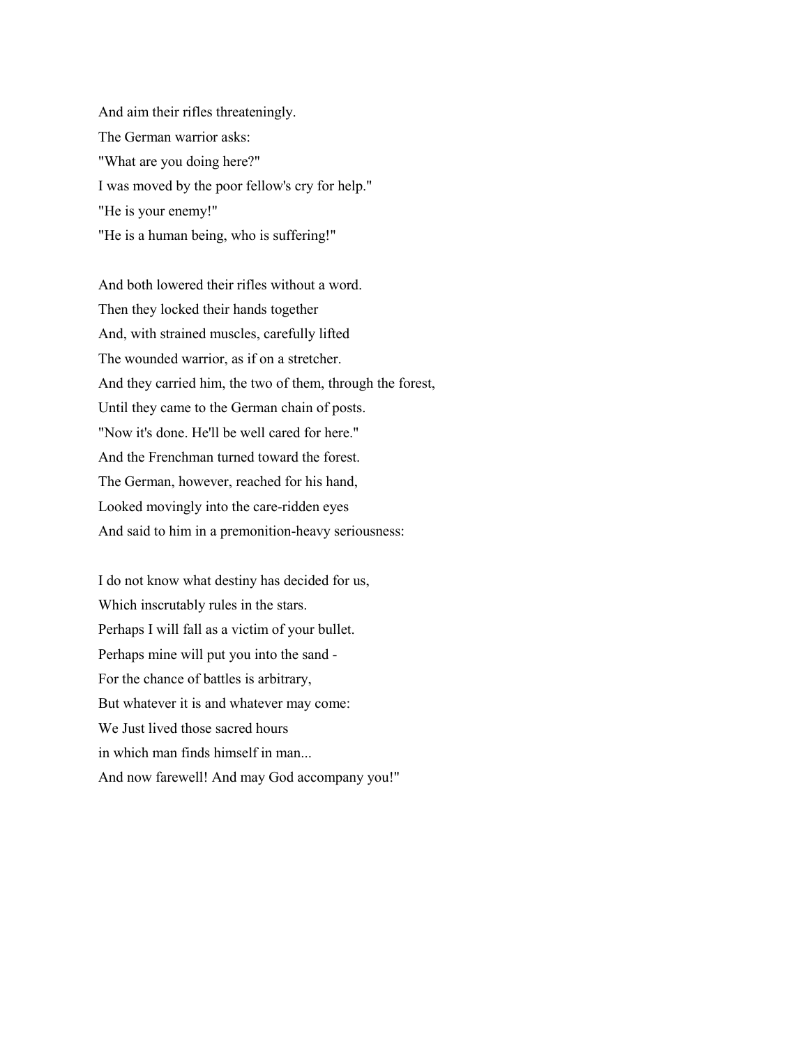And aim their rifles threateningly.  
The German warrior asks:  
"What are you doing here?"  
I was moved by the poor fellow's cry for help."  
"He is your enemy!"  
"He is a human being, who is suffering!"

And both lowered their rifles without a word.  
Then they locked their hands together  
And, with strained muscles, carefully lifted  
The wounded warrior, as if on a stretcher.  
And they carried him, the two of them, through the forest,  
Until they came to the German chain of posts.  
"Now it's done. He'll be well cared for here."  
And the Frenchman turned toward the forest.  
The German, however, reached for his hand,  
Looked movingly into the care-ridden eyes  
And said to him in a premonition-heavy seriousness:

I do not know what destiny has decided for us,  
Which inscrutably rules in the stars.  
Perhaps I will fall as a victim of your bullet.  
Perhaps mine will put you into the sand -  
For the chance of battles is arbitrary,  
But whatever it is and whatever may come:  
We Just lived those sacred hours  
in which man finds himself in man...  
And now farewell! And may God accompany you!"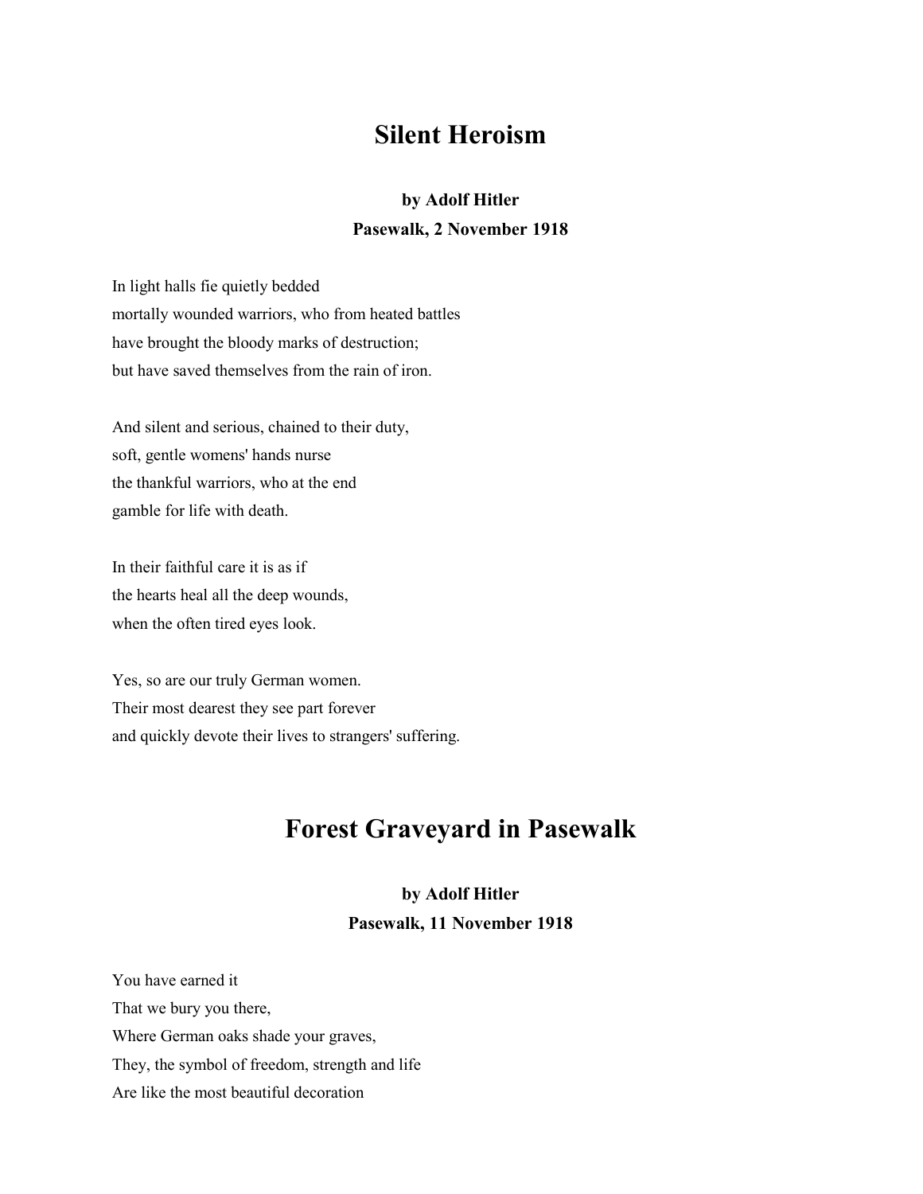# Silent Heroism

**by Adolf Hitler**
**Pasewalk, 2 November 1918**

In light halls fie quietly bedded
mortally wounded warriors, who from heated battles
have brought the bloody marks of destruction;
but have saved themselves from the rain of iron.

And silent and serious, chained to their duty,
soft, gentle womens' hands nurse
the thankful warriors, who at the end
gamble for life with death.

In their faithful care it is as if
the hearts heal all the deep wounds,
when the often tired eyes look.

Yes, so are our truly German women.
Their most dearest they see part forever
and quickly devote their lives to strangers' suffering.

# Forest Graveyard in Pasewalk

**by Adolf Hitler**
**Pasewalk, 11 November 1918**

You have earned it
That we bury you there,
Where German oaks shade your graves,
They, the symbol of freedom, strength and life
Are like the most beautiful decoration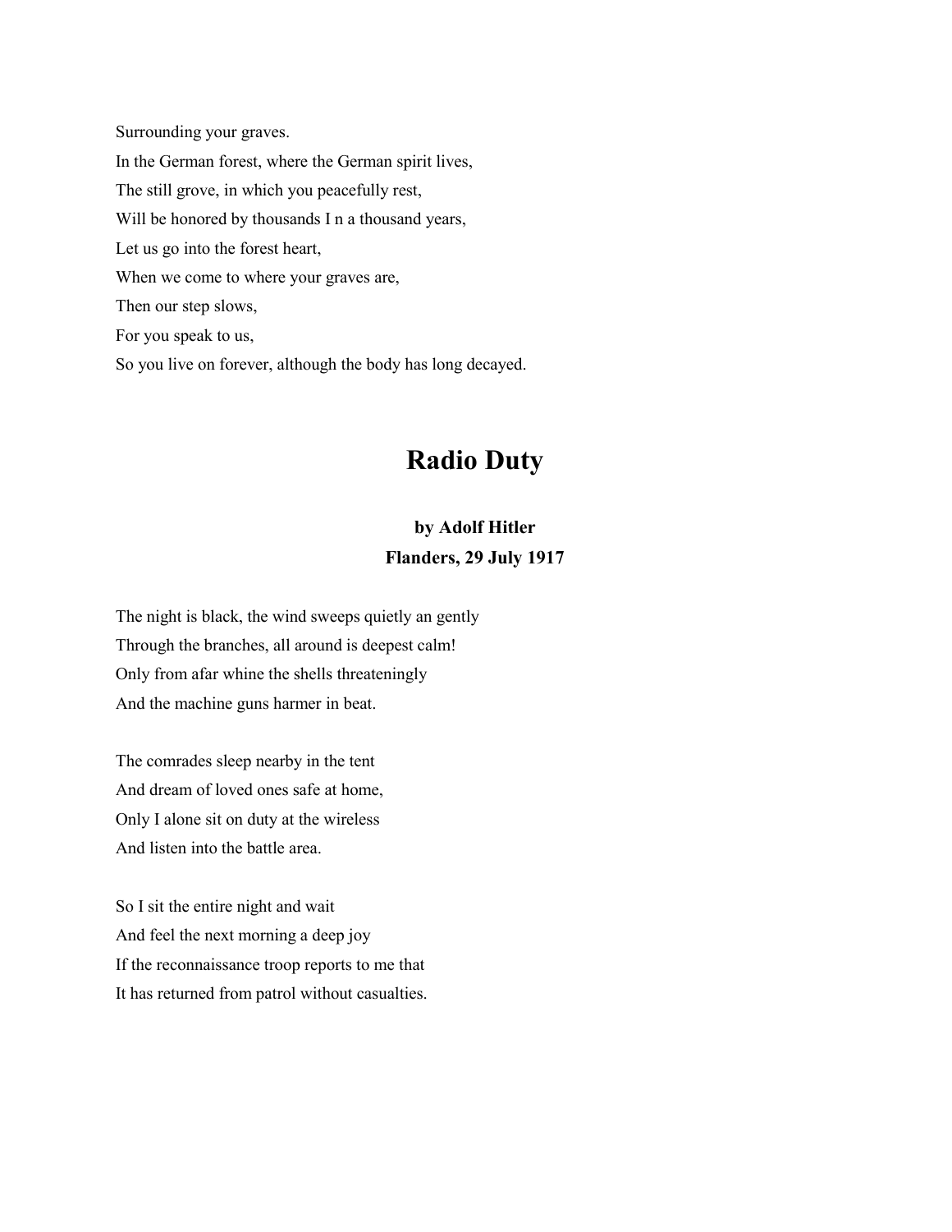Surrounding your graves.
In the German forest, where the German spirit lives,
The still grove, in which you peacefully rest,
Will be honored by thousands I n a thousand years,
Let us go into the forest heart,
When we come to where your graves are,
Then our step slows,
For you speak to us,
So you live on forever, although the body has long decayed.

# Radio Duty

**by Adolf Hitler**
**Flanders, 29 July 1917**

The night is black, the wind sweeps quietly an gently
Through the branches, all around is deepest calm!
Only from afar whine the shells threateningly
And the machine guns harmer in beat.

The comrades sleep nearby in the tent
And dream of loved ones safe at home,
Only I alone sit on duty at the wireless
And listen into the battle area.

So I sit the entire night and wait
And feel the next morning a deep joy
If the reconnaissance troop reports to me that
It has returned from patrol without casualties.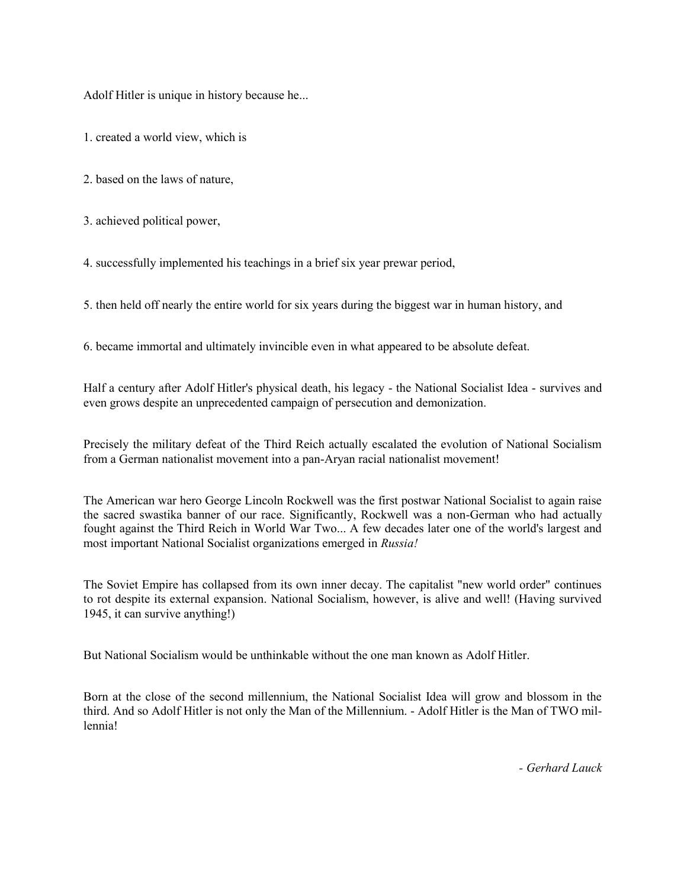Adolf Hitler is unique in history because he...

1. created a world view, which is

2. based on the laws of nature,

3. achieved political power,

4. successfully implemented his teachings in a brief six year prewar period,

5. then held off nearly the entire world for six years during the biggest war in human history, and

6. became immortal and ultimately invincible even in what appeared to be absolute defeat.

Half a century after Adolf Hitler's physical death, his legacy - the National Socialist Idea - survives and even grows despite an unprecedented campaign of persecution and demonization.

Precisely the military defeat of the Third Reich actually escalated the evolution of National Socialism from a German nationalist movement into a pan-Aryan racial nationalist movement!

The American war hero George Lincoln Rockwell was the first postwar National Socialist to again raise the sacred swastika banner of our race. Significantly, Rockwell was a non-German who had actually fought against the Third Reich in World War Two... A few decades later one of the world's largest and most important National Socialist organizations emerged in *Russia!*

The Soviet Empire has collapsed from its own inner decay. The capitalist "new world order" continues to rot despite its external expansion. National Socialism, however, is alive and well! (Having survived 1945, it can survive anything!)

But National Socialism would be unthinkable without the one man known as Adolf Hitler.

Born at the close of the second millennium, the National Socialist Idea will grow and blossom in the third. And so Adolf Hitler is not only the Man of the Millennium. - Adolf Hitler is the Man of TWO millennia!

*- Gerhard Lauck*